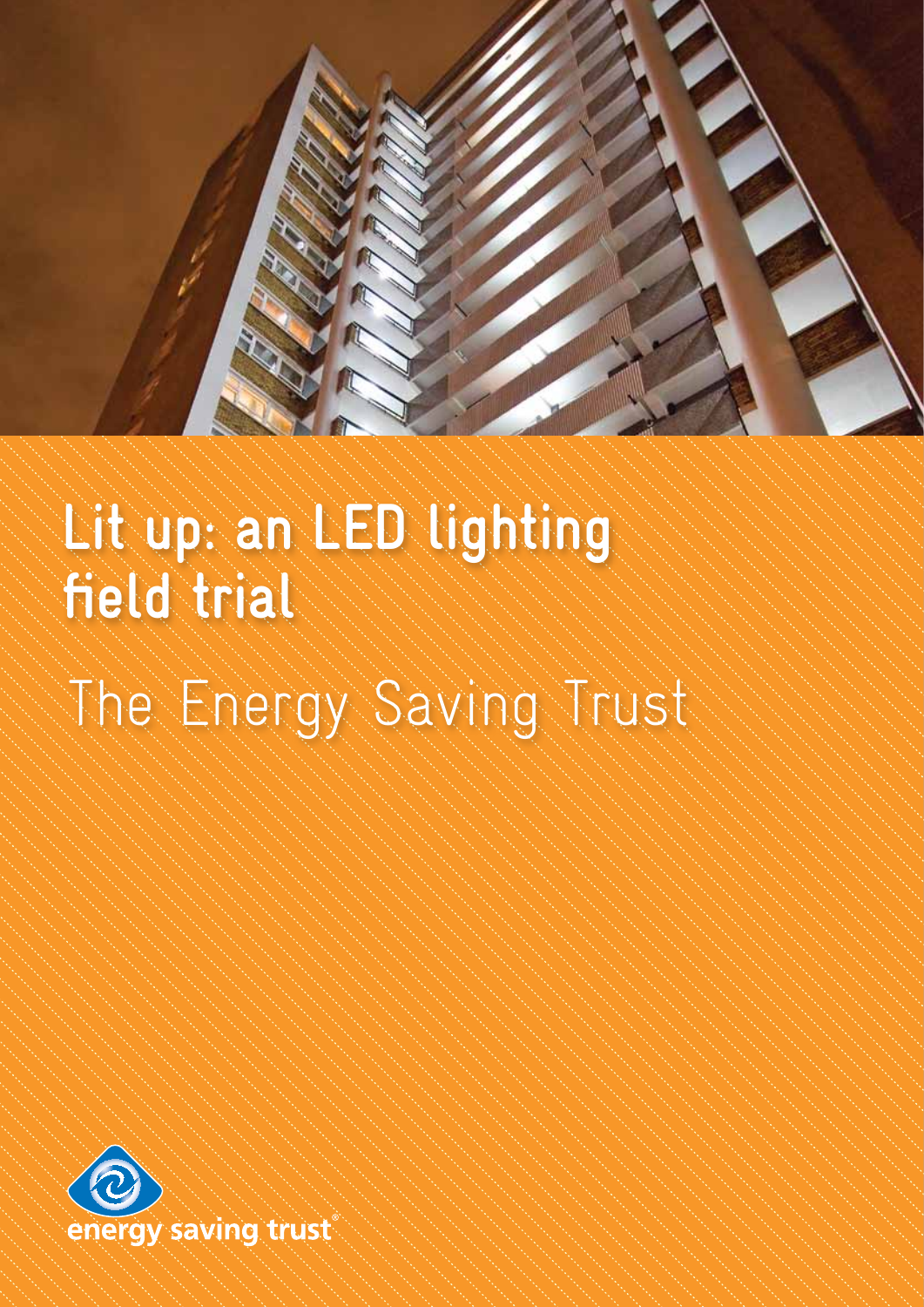# Lit up: an LED lighting field trial

## The Energy Saving Trust

energy saving trust®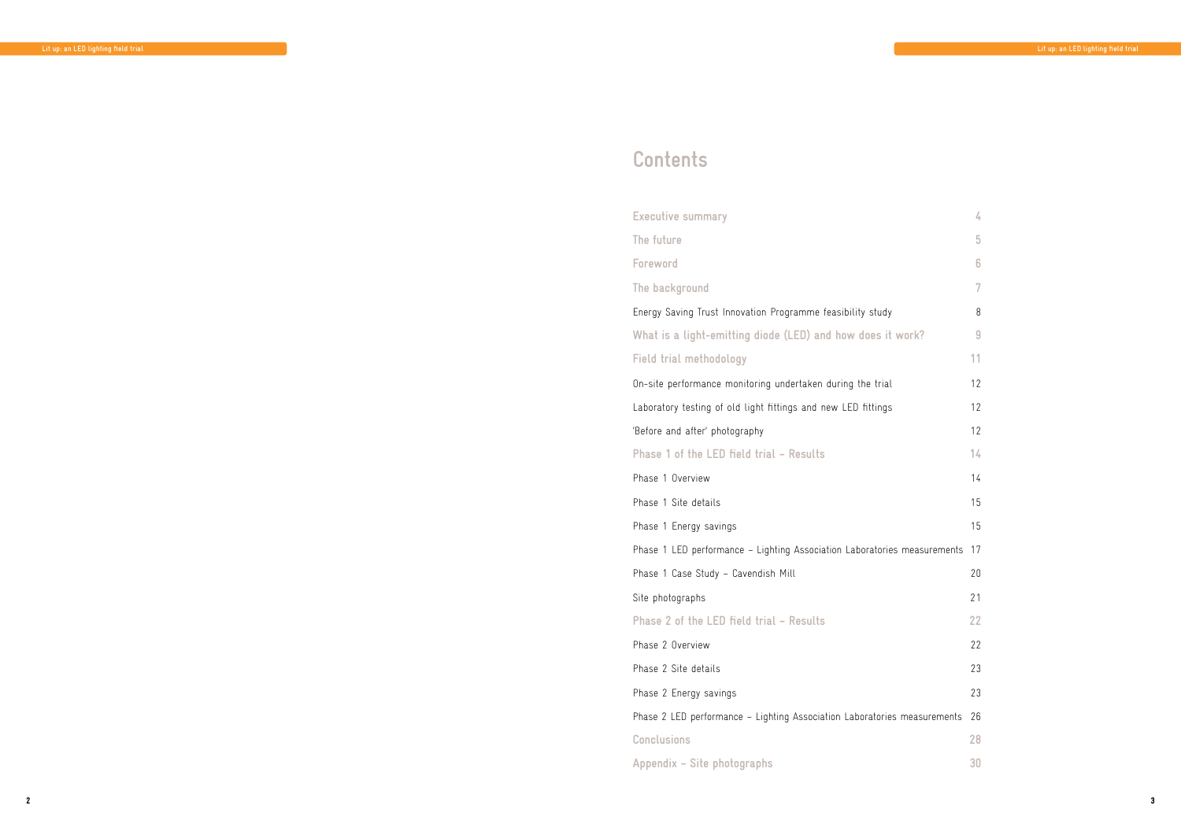# Contents

| | |
|---|---|
| **Executive summary** | **4** |
| **The future** | **5** |
| **Foreword** | **6** |
| **The background** | **7** |
| Energy Saving Trust Innovation Programme feasibility study | 8 |
| **What is a light-emitting diode (LED) and how does it work?** | **9** |
| **Field trial methodology** | **11** |
| On-site performance monitoring undertaken during the trial | 12 |
| Laboratory testing of old light fittings and new LED fittings | 12 |
| 'Before and after' photography | 12 |
| **Phase 1 of the LED field trial – Results** | **14** |
| Phase 1 Overview | 14 |
| Phase 1 Site details | 15 |
| Phase 1 Energy savings | 15 |
| Phase 1 LED performance – Lighting Association Laboratories measurements | 17 |
| Phase 1 Case Study – Cavendish Mill | 20 |
| Site photographs | 21 |
| **Phase 2 of the LED field trial – Results** | **22** |
| Phase 2 Overview | 22 |
| Phase 2 Site details | 23 |
| Phase 2 Energy savings | 23 |
| Phase 2 LED performance – Lighting Association Laboratories measurements | 26 |
| **Conclusions** | **28** |
| **Appendix – Site photographs** | **30** |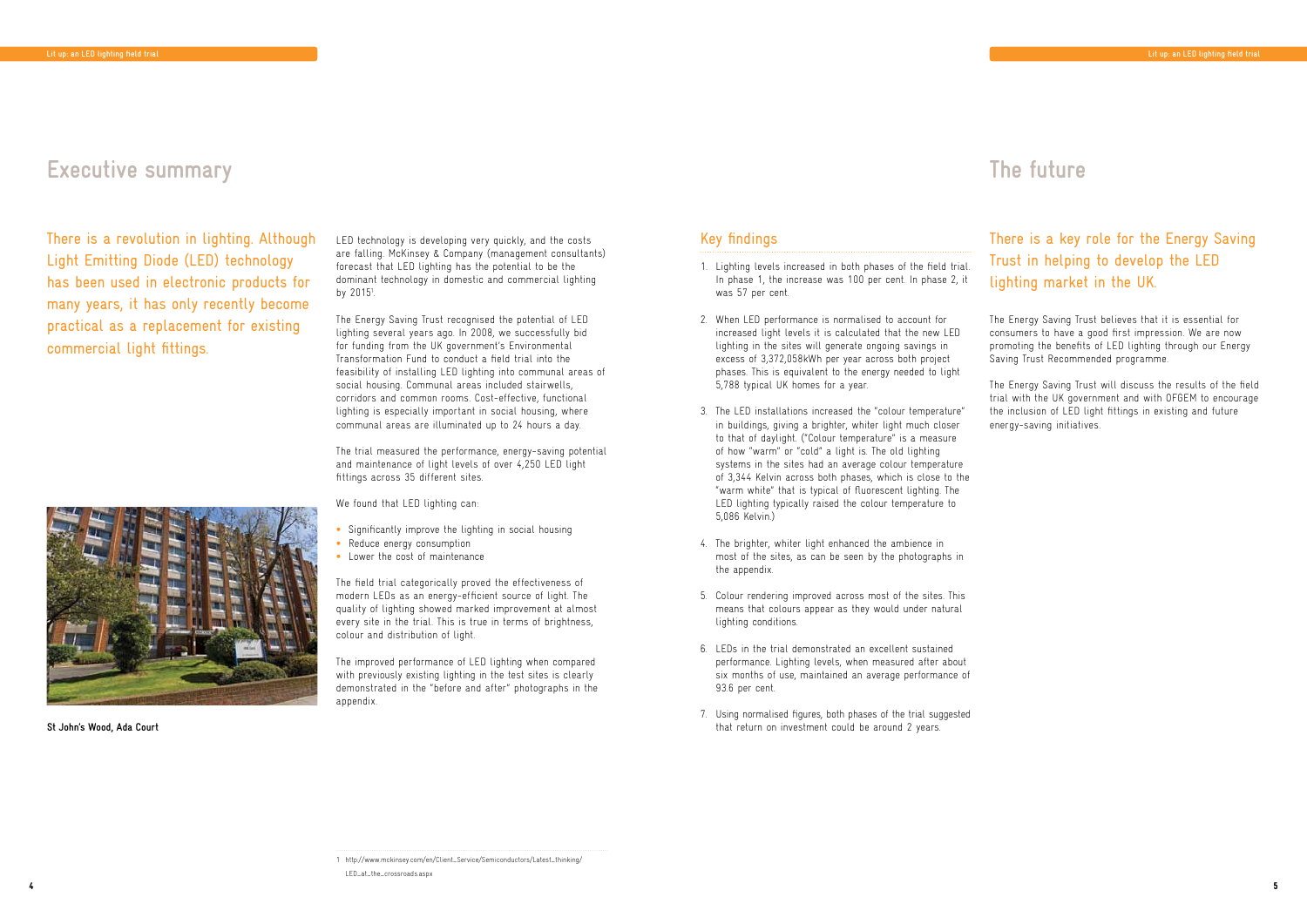# Executive summary

There is a revolution in lighting. Although Light Emitting Diode (LED) technology has been used in electronic products for many years, it has only recently become practical as a replacement for existing commercial light fittings.

St John's Wood, Ada Court

LED technology is developing very quickly, and the costs are falling. McKinsey & Company (management consultants) forecast that LED lighting has the potential to be the dominant technology in domestic and commercial lighting by 2015[1].

The Energy Saving Trust recognised the potential of LED lighting several years ago. In 2008, we successfully bid for funding from the UK government's Environmental Transformation Fund to conduct a field trial into the feasibility of installing LED lighting into communal areas of social housing. Communal areas included stairwells, corridors and common rooms. Cost-effective, functional lighting is especially important in social housing, where communal areas are illuminated up to 24 hours a day.

The trial measured the performance, energy-saving potential and maintenance of light levels of over 4,250 LED light fittings across 35 different sites.

We found that LED lighting can:

- Significantly improve the lighting in social housing
- Reduce energy consumption
- Lower the cost of maintenance

The field trial categorically proved the effectiveness of modern LEDs as an energy-efficient source of light. The quality of lighting showed marked improvement at almost every site in the trial. This is true in terms of brightness, colour and distribution of light.

The improved performance of LED lighting when compared with previously existing lighting in the test sites is clearly demonstrated in the "before and after" photographs in the appendix.

1 http://www.mckinsey.com/en/Client_Service/Semiconductors/Latest_thinking/LED_at_the_crossroads.aspx

## Key findings

1. Lighting levels increased in both phases of the field trial. In phase 1, the increase was 100 per cent. In phase 2, it was 57 per cent.

2. When LED performance is normalised to account for increased light levels it is calculated that the new LED lighting in the sites will generate ongoing savings in excess of 3,372,058kWh per year across both project phases. This is equivalent to the energy needed to light 5,788 typical UK homes for a year.

3. The LED installations increased the "colour temperature" in buildings, giving a brighter, whiter light much closer to that of daylight. ("Colour temperature" is a measure of how "warm" or "cold" a light is. The old lighting systems in the sites had an average colour temperature of 3,344 Kelvin across both phases, which is close to the "warm white" that is typical of fluorescent lighting. The LED lighting typically raised the colour temperature to 5,086 Kelvin.)

4. The brighter, whiter light enhanced the ambience in most of the sites, as can be seen by the photographs in the appendix.

5. Colour rendering improved across most of the sites. This means that colours appear as they would under natural lighting conditions.

6. LEDs in the trial demonstrated an excellent sustained performance. Lighting levels, when measured after about six months of use, maintained an average performance of 93.6 per cent.

7. Using normalised figures, both phases of the trial suggested that return on investment could be around 2 years.

# The future

There is a key role for the Energy Saving Trust in helping to develop the LED lighting market in the UK.

The Energy Saving Trust believes that it is essential for consumers to have a good first impression. We are now promoting the benefits of LED lighting through our Energy Saving Trust Recommended programme.

The Energy Saving Trust will discuss the results of the field trial with the UK government and with OFGEM to encourage the inclusion of LED light fittings in existing and future energy-saving initiatives.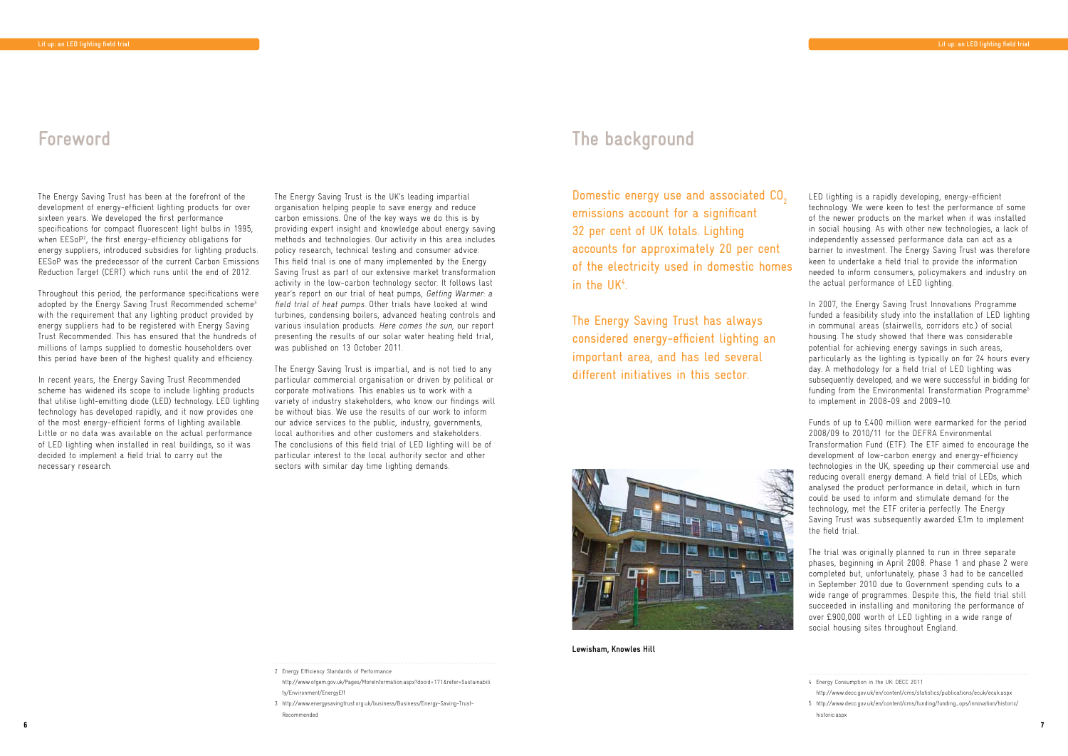# Foreword

The Energy Saving Trust has been at the forefront of the development of energy-efficient lighting products for over sixteen years. We developed the first performance specifications for compact fluorescent light bulbs in 1995, when EESoP[2], the first energy-efficiency obligations for energy suppliers, introduced subsidies for lighting products. EESoP was the predecessor of the current Carbon Emissions Reduction Target (CERT) which runs until the end of 2012.

Throughout this period, the performance specifications were adopted by the Energy Saving Trust Recommended scheme[3] with the requirement that any lighting product provided by energy suppliers had to be registered with Energy Saving Trust Recommended. This has ensured that the hundreds of millions of lamps supplied to domestic householders over this period have been of the highest quality and efficiency.

In recent years, the Energy Saving Trust Recommended scheme has widened its scope to include lighting products that utilise light-emitting diode (LED) technology. LED lighting technology has developed rapidly, and it now provides one of the most energy-efficient forms of lighting available. Little or no data was available on the actual performance of LED lighting when installed in real buildings, so it was decided to implement a field trial to carry out the necessary research.

The Energy Saving Trust is the UK's leading impartial organisation helping people to save energy and reduce carbon emissions. One of the key ways we do this is by providing expert insight and knowledge about energy saving methods and technologies. Our activity in this area includes policy research, technical testing and consumer advice. This field trial is one of many implemented by the Energy Saving Trust as part of our extensive market transformation activity in the low-carbon technology sector. It follows last year's report on our trial of heat pumps, *Getting Warmer: a field trial of heat pumps*. Other trials have looked at wind turbines, condensing boilers, advanced heating controls and various insulation products. *Here comes the sun*, our report presenting the results of our solar water heating field trial, was published on 13 October 2011.

The Energy Saving Trust is impartial, and is not tied to any particular commercial organisation or driven by political or corporate motivations. This enables us to work with a variety of industry stakeholders, who know our findings will be without bias. We use the results of our work to inform our advice services to the public, industry, governments, local authorities and other customers and stakeholders. The conclusions of this field trial of LED lighting will be of particular interest to the local authority sector and other sectors with similar day time lighting demands.

2 Energy Efficiency Standards of Performance http://www.ofgem.gov.uk/Pages/MoreInformation.aspx?docid=171&refer=Sustainability/Environment/EnergyEff

3 http://www.energysavingtrust.org.uk/business/Business/Energy-Saving-Trust-Recommended

# The background

Domestic energy use and associated $CO_2$ emissions account for a significant 32 per cent of UK totals. Lighting accounts for approximately 20 per cent of the electricity used in domestic homes in the UK[4].

The Energy Saving Trust has always considered energy-efficient lighting an important area, and has led several different initiatives in this sector.

**Lewisham, Knowles Hill**

LED lighting is a rapidly developing, energy-efficient technology. We were keen to test the performance of some of the newer products on the market when it was installed in social housing. As with other new technologies, a lack of independently assessed performance data can act as a barrier to investment. The Energy Saving Trust was therefore keen to undertake a field trial to provide the information needed to inform consumers, policymakers and industry on the actual performance of LED lighting.

In 2007, the Energy Saving Trust Innovations Programme funded a feasibility study into the installation of LED lighting in communal areas (stairwells, corridors etc.) of social housing. The study showed that there was considerable potential for achieving energy savings in such areas, particularly as the lighting is typically on for 24 hours every day. A methodology for a field trial of LED lighting was subsequently developed, and we were successful in bidding for funding from the Environmental Transformation Programme[5] to implement in 2008-09 and 2009-10.

Funds of up to £400 million were earmarked for the period 2008/09 to 2010/11 for the DEFRA Environmental Transformation Fund (ETF). The ETF aimed to encourage the development of low-carbon energy and energy-efficiency technologies in the UK, speeding up their commercial use and reducing overall energy demand. A field trial of LEDs, which analysed the product performance in detail, which in turn could be used to inform and stimulate demand for the technology, met the ETF criteria perfectly. The Energy Saving Trust was subsequently awarded £1m to implement the field trial.

The trial was originally planned to run in three separate phases, beginning in April 2008. Phase 1 and phase 2 were completed but, unfortunately, phase 3 had to be cancelled in September 2010 due to Government spending cuts to a wide range of programmes. Despite this, the field trial still succeeded in installing and monitoring the performance of over £900,000 worth of LED lighting in a wide range of social housing sites throughout England.

4 Energy Consumption in the UK. DECC 2011 http://www.decc.gov.uk/en/content/cms/statistics/publications/ecuk/ecuk.aspx

5 http://www.decc.gov.uk/en/content/cms/funding/funding_ops/innovation/historic/historic.aspx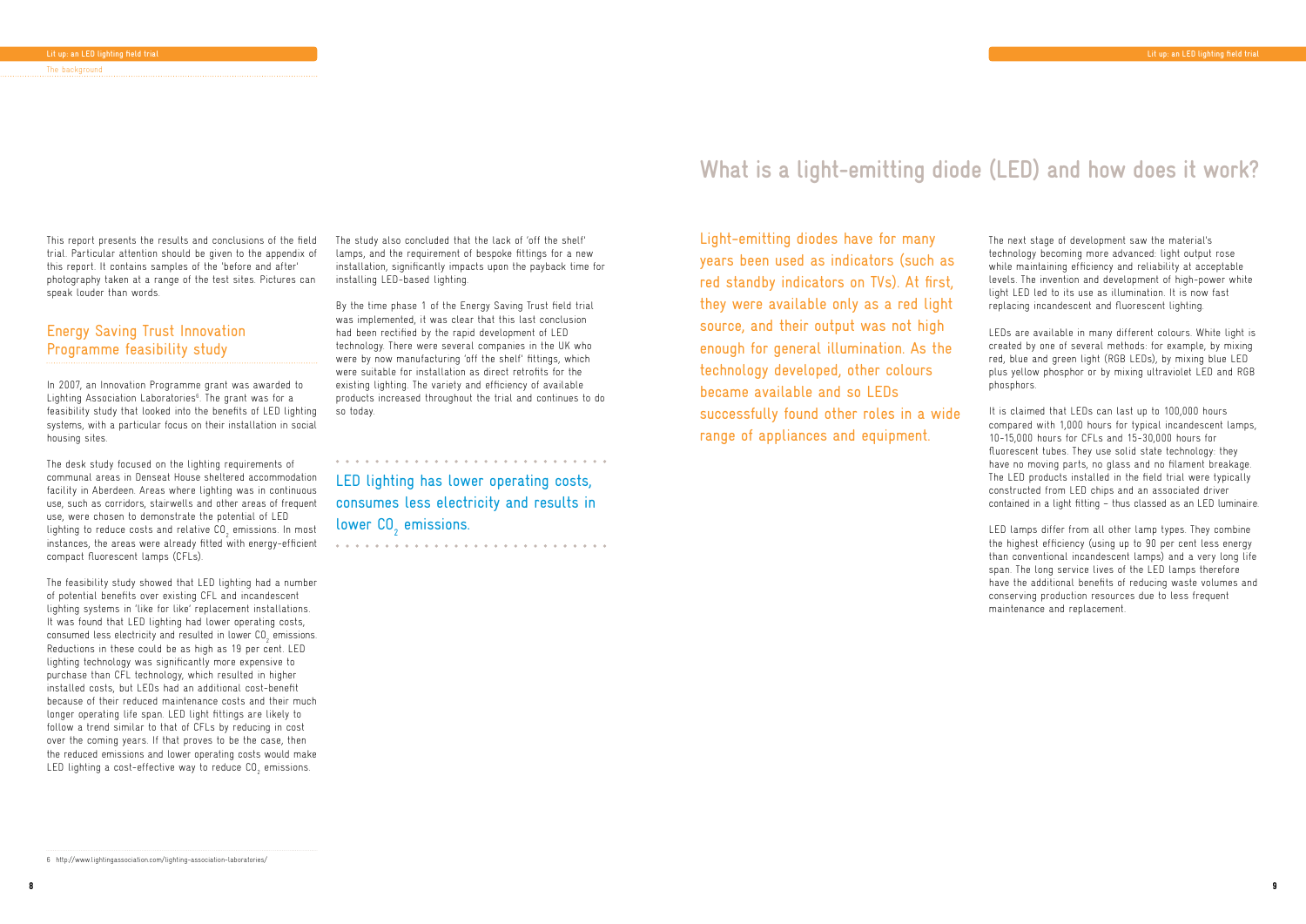This report presents the results and conclusions of the field trial. Particular attention should be given to the appendix of this report. It contains samples of the 'before and after' photography taken at a range of the test sites. Pictures can speak louder than words.

## Energy Saving Trust Innovation Programme feasibility study

In 2007, an Innovation Programme grant was awarded to Lighting Association Laboratories[6]. The grant was for a feasibility study that looked into the benefits of LED lighting systems, with a particular focus on their installation in social housing sites.

The desk study focused on the lighting requirements of communal areas in Denseat House sheltered accommodation facility in Aberdeen. Areas where lighting was in continuous use, such as corridors, stairwells and other areas of frequent use, were chosen to demonstrate the potential of LED lighting to reduce costs and relative $CO_2$ emissions. In most instances, the areas were already fitted with energy-efficient compact fluorescent lamps (CFLs).

The feasibility study showed that LED lighting had a number of potential benefits over existing CFL and incandescent lighting systems in 'like for like' replacement installations. It was found that LED lighting had lower operating costs, consumed less electricity and resulted in lower $CO_2$ emissions. Reductions in these could be as high as 19 per cent. LED lighting technology was significantly more expensive to purchase than CFL technology, which resulted in higher installed costs, but LEDs had an additional cost-benefit because of their reduced maintenance costs and their much longer operating life span. LED light fittings are likely to follow a trend similar to that of CFLs by reducing in cost over the coming years. If that proves to be the case, then the reduced emissions and lower operating costs would make LED lighting a cost-effective way to reduce $CO_2$ emissions.

The study also concluded that the lack of 'off the shelf' lamps, and the requirement of bespoke fittings for a new installation, significantly impacts upon the payback time for installing LED-based lighting.

By the time phase 1 of the Energy Saving Trust field trial was implemented, it was clear that this last conclusion had been rectified by the rapid development of LED technology. There were several companies in the UK who were by now manufacturing 'off the shelf' fittings, which were suitable for installation as direct retrofits for the existing lighting. The variety and efficiency of available products increased throughout the trial and continues to do so today.

> LED lighting has lower operating costs, consumes less electricity and results in lower $CO_2$ emissions.

[6] http://www.lightingassociation.com/lighting-association-laboratories/

# What is a light-emitting diode (LED) and how does it work?

> Light-emitting diodes have for many years been used as indicators (such as red standby indicators on TVs). At first, they were available only as a red light source, and their output was not high enough for general illumination. As the technology developed, other colours became available and so LEDs successfully found other roles in a wide range of appliances and equipment.

The next stage of development saw the material's technology becoming more advanced: light output rose while maintaining efficiency and reliability at acceptable levels. The invention and development of high-power white light LED led to its use as illumination. It is now fast replacing incandescent and fluorescent lighting.

LEDs are available in many different colours. White light is created by one of several methods: for example, by mixing red, blue and green light (RGB LEDs), by mixing blue LED plus yellow phosphor or by mixing ultraviolet LED and RGB phosphors.

It is claimed that LEDs can last up to 100,000 hours compared with 1,000 hours for typical incandescent lamps, 10-15,000 hours for CFLs and 15-30,000 hours for fluorescent tubes. They use solid state technology: they have no moving parts, no glass and no filament breakage. The LED products installed in the field trial were typically constructed from LED chips and an associated driver contained in a light fitting – thus classed as an LED luminaire.

LED lamps differ from all other lamp types. They combine the highest efficiency (using up to 90 per cent less energy than conventional incandescent lamps) and a very long life span. The long service lives of the LED lamps therefore have the additional benefits of reducing waste volumes and conserving production resources due to less frequent maintenance and replacement.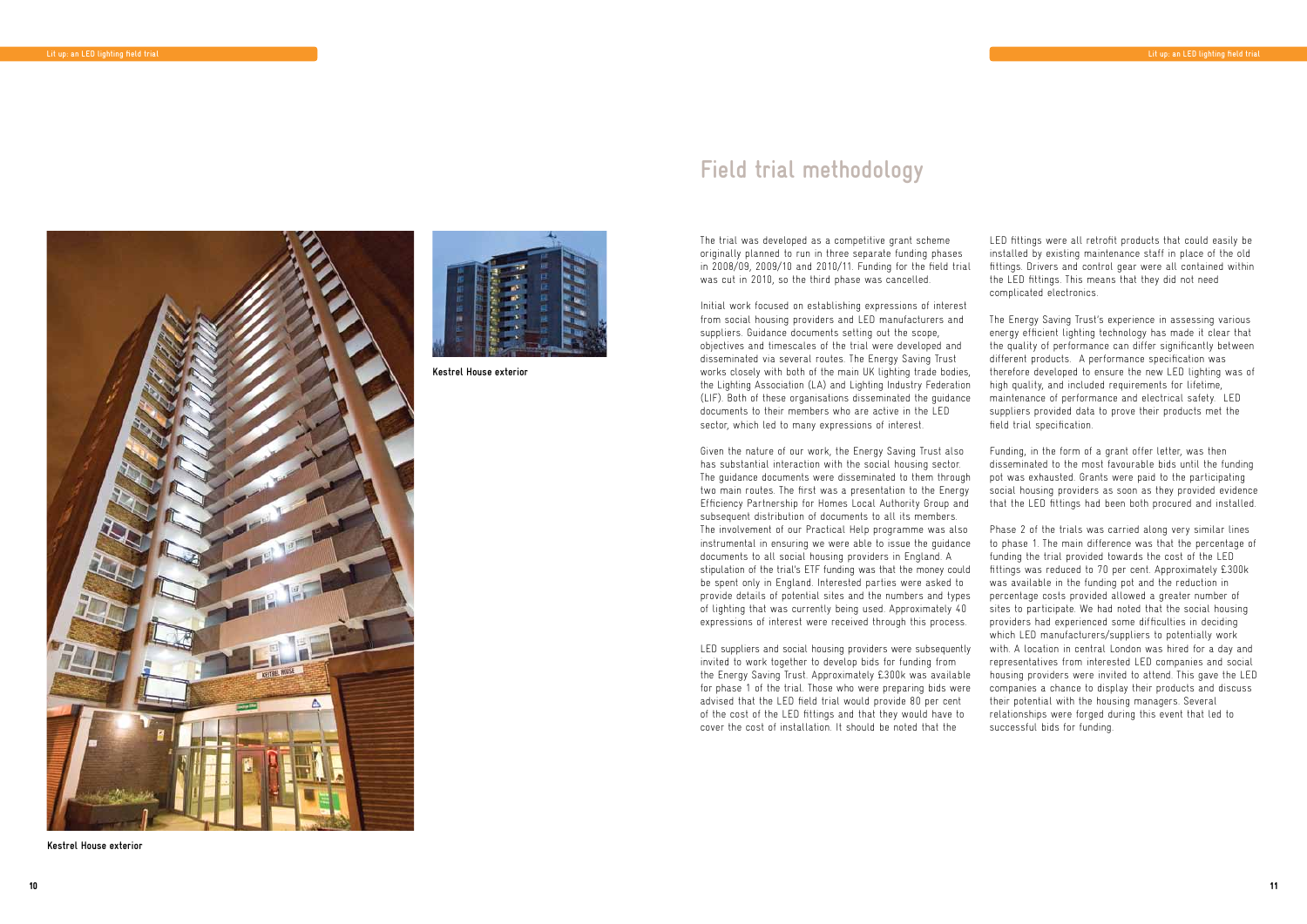Kestrel House exterior

Kestrel House exterior

# Field trial methodology

The trial was developed as a competitive grant scheme originally planned to run in three separate funding phases in 2008/09, 2009/10 and 2010/11. Funding for the field trial was cut in 2010, so the third phase was cancelled.

Initial work focused on establishing expressions of interest from social housing providers and LED manufacturers and suppliers. Guidance documents setting out the scope, objectives and timescales of the trial were developed and disseminated via several routes. The Energy Saving Trust works closely with both of the main UK lighting trade bodies, the Lighting Association (LA) and Lighting Industry Federation (LIF). Both of these organisations disseminated the guidance documents to their members who are active in the LED sector, which led to many expressions of interest.

Given the nature of our work, the Energy Saving Trust also has substantial interaction with the social housing sector. The guidance documents were disseminated to them through two main routes. The first was a presentation to the Energy Efficiency Partnership for Homes Local Authority Group and subsequent distribution of documents to all its members. The involvement of our Practical Help programme was also instrumental in ensuring we were able to issue the guidance documents to all social housing providers in England. A stipulation of the trial's ETF funding was that the money could be spent only in England. Interested parties were asked to provide details of potential sites and the numbers and types of lighting that was currently being used. Approximately 40 expressions of interest were received through this process.

LED suppliers and social housing providers were subsequently invited to work together to develop bids for funding from the Energy Saving Trust. Approximately £300k was available for phase 1 of the trial. Those who were preparing bids were advised that the LED field trial would provide 80 per cent of the cost of the LED fittings and that they would have to cover the cost of installation. It should be noted that the LED fittings were all retrofit products that could easily be installed by existing maintenance staff in place of the old fittings. Drivers and control gear were all contained within the LED fittings. This means that they did not need complicated electronics.

The Energy Saving Trust's experience in assessing various energy efficient lighting technology has made it clear that the quality of performance can differ significantly between different products. A performance specification was therefore developed to ensure the new LED lighting was of high quality, and included requirements for lifetime, maintenance of performance and electrical safety. LED suppliers provided data to prove their products met the field trial specification.

Funding, in the form of a grant offer letter, was then disseminated to the most favourable bids until the funding pot was exhausted. Grants were paid to the participating social housing providers as soon as they provided evidence that the LED fittings had been both procured and installed.

Phase 2 of the trials was carried along very similar lines to phase 1. The main difference was that the percentage of funding the trial provided towards the cost of the LED fittings was reduced to 70 per cent. Approximately £300k was available in the funding pot and the reduction in percentage costs provided allowed a greater number of sites to participate. We had noted that the social housing providers had experienced some difficulties in deciding which LED manufacturers/suppliers to potentially work with. A location in central London was hired for a day and representatives from interested LED companies and social housing providers were invited to attend. This gave the LED companies a chance to display their products and discuss their potential with the housing managers. Several relationships were forged during this event that led to successful bids for funding.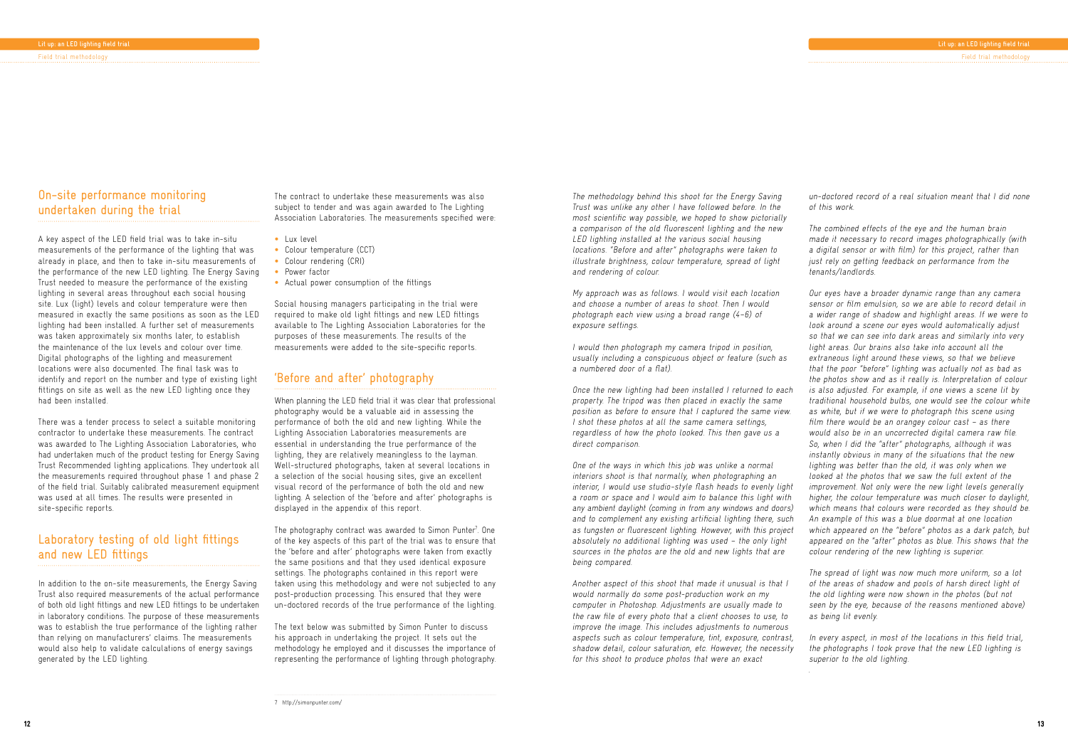## On-site performance monitoring undertaken during the trial

A key aspect of the LED field trial was to take in-situ measurements of the performance of the lighting that was already in place, and then to take in-situ measurements of the performance of the new LED lighting. The Energy Saving Trust needed to measure the performance of the existing lighting in several areas throughout each social housing site. Lux (light) levels and colour temperature were then measured in exactly the same positions as soon as the LED lighting had been installed. A further set of measurements was taken approximately six months later, to establish the maintenance of the lux levels and colour over time. Digital photographs of the lighting and measurement locations were also documented. The final task was to identify and report on the number and type of existing light fittings on site as well as the new LED lighting once they had been installed.

There was a tender process to select a suitable monitoring contractor to undertake these measurements. The contract was awarded to The Lighting Association Laboratories, who had undertaken much of the product testing for Energy Saving Trust Recommended lighting applications. They undertook all the measurements required throughout phase 1 and phase 2 of the field trial. Suitably calibrated measurement equipment was used at all times. The results were presented in site-specific reports.

## Laboratory testing of old light fittings and new LED fittings

In addition to the on-site measurements, the Energy Saving Trust also required measurements of the actual performance of both old light fittings and new LED fittings to be undertaken in laboratory conditions. The purpose of these measurements was to establish the true performance of the lighting rather than relying on manufacturers' claims. The measurements would also help to validate calculations of energy savings generated by the LED lighting.

The contract to undertake these measurements was also subject to tender and was again awarded to The Lighting Association Laboratories. The measurements specified were:

- Lux level
- Colour temperature (CCT)
- Colour rendering (CRI)
- Power factor
- Actual power consumption of the fittings

Social housing managers participating in the trial were required to make old light fittings and new LED fittings available to The Lighting Association Laboratories for the purposes of these measurements. The results of the measurements were added to the site-specific reports.

## 'Before and after' photography

When planning the LED field trial it was clear that professional photography would be a valuable aid in assessing the performance of both the old and new lighting. While the Lighting Association Laboratories measurements are essential in understanding the true performance of the lighting, they are relatively meaningless to the layman. Well-structured photographs, taken at several locations in a selection of the social housing sites, give an excellent visual record of the performance of both the old and new lighting. A selection of the 'before and after' photographs is displayed in the appendix of this report.

The photography contract was awarded to Simon Punter[7]. One of the key aspects of this part of the trial was to ensure that the 'before and after' photographs were taken from exactly the same positions and that they used identical exposure settings. The photographs contained in this report were taken using this methodology and were not subjected to any post-production processing. This ensured that they were un-doctored records of the true performance of the lighting.

The text below was submitted by Simon Punter to discuss his approach in undertaking the project. It sets out the methodology he employed and it discusses the importance of representing the performance of lighting through photography.

7 http://simonpunter.com/

*The methodology behind this shoot for the Energy Saving Trust was unlike any other I have followed before. In the most scientific way possible, we hoped to show pictorially a comparison of the old fluorescent lighting and the new LED lighting installed at the various social housing locations. "Before and after" photographs were taken to illustrate brightness, colour temperature, spread of light and rendering of colour.*

*My approach was as follows. I would visit each location and choose a number of areas to shoot. Then I would photograph each view using a broad range (4–6) of exposure settings.*

*I would then photograph my camera tripod in position, usually including a conspicuous object or feature (such as a numbered door of a flat).*

*Once the new lighting had been installed I returned to each property. The tripod was then placed in exactly the same position as before to ensure that I captured the same view. I shot these photos at all the same camera settings, regardless of how the photo looked. This then gave us a direct comparison.*

*One of the ways in which this job was unlike a normal interiors shoot is that normally, when photographing an interior, I would use studio-style flash heads to evenly light a room or space and I would aim to balance this light with any ambient daylight (coming in from any windows and doors) and to complement any existing artificial lighting there, such as tungsten or fluorescent lighting. However, with this project absolutely no additional lighting was used – the only light sources in the photos are the old and new lights that are being compared.*

*Another aspect of this shoot that made it unusual is that I would normally do some post-production work on my computer in Photoshop. Adjustments are usually made to the raw file of every photo that a client chooses to use, to improve the image. This includes adjustments to numerous aspects such as colour temperature, tint, exposure, contrast, shadow detail, colour saturation, etc. However, the necessity for this shoot to produce photos that were an exact un-doctored record of a real situation meant that I did none of this work.*

*The combined effects of the eye and the human brain made it necessary to record images photographically (with a digital sensor or with film) for this project, rather than just rely on getting feedback on performance from the tenants/landlords.*

*Our eyes have a broader dynamic range than any camera sensor or film emulsion, so we are able to record detail in a wider range of shadow and highlight areas. If we were to look around a scene our eyes would automatically adjust so that we can see into dark areas and similarly into very light areas. Our brains also take into account all the extraneous light around these views, so that we believe that the poor "before" lighting was actually not as bad as the photos show and as it really is. Interpretation of colour is also adjusted. For example, if one views a scene lit by traditional household bulbs, one would see the colour white as white, but if we were to photograph this scene using film there would be an orangey colour cast – as there would also be in an uncorrected digital camera raw file. So, when I did the "after" photographs, although it was instantly obvious in many of the situations that the new lighting was better than the old, it was only when we looked at the photos that we saw the full extent of the improvement. Not only were the new light levels generally higher, the colour temperature was much closer to daylight, which means that colours were recorded as they should be. An example of this was a blue doormat at one location which appeared on the "before" photos as a dark patch, but appeared on the "after" photos as blue. This shows that the colour rendering of the new lighting is superior.*

*The spread of light was now much more uniform, so a lot of the areas of shadow and pools of harsh direct light of the old lighting were now shown in the photos (but not seen by the eye, because of the reasons mentioned above) as being lit evenly.*

*In every aspect, in most of the locations in this field trial, the photographs I took prove that the new LED lighting is superior to the old lighting.*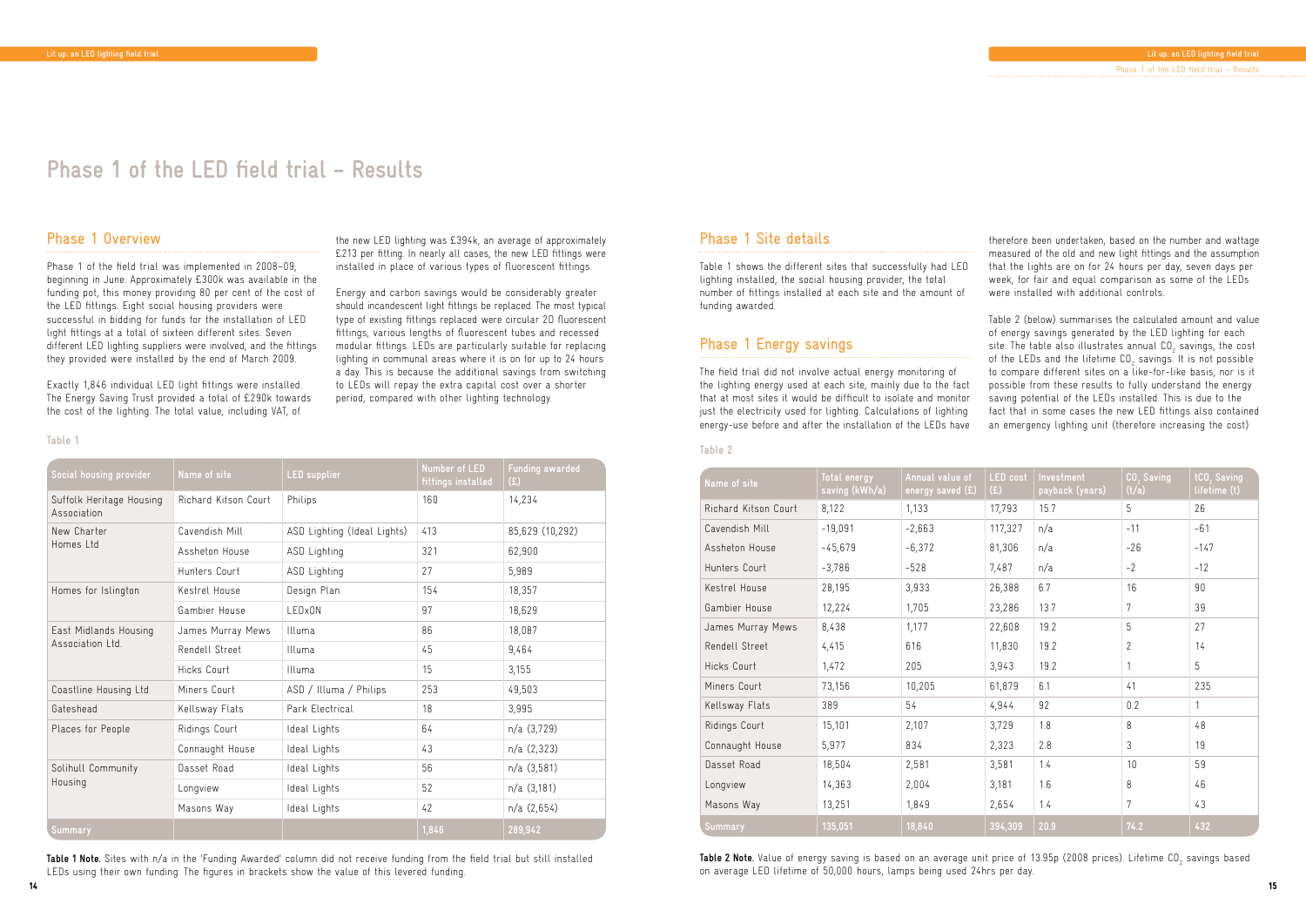# Phase 1 of the LED field trial – Results

## Phase 1 Overview

Phase 1 of the field trial was implemented in 2008–09, beginning in June. Approximately £300k was available in the funding pot, this money providing 80 per cent of the cost of the LED fittings. Eight social housing providers were successful in bidding for funds for the installation of LED light fittings at a total of sixteen different sites. Seven different LED lighting suppliers were involved, and the fittings they provided were installed by the end of March 2009.

Exactly 1,846 individual LED light fittings were installed. The Energy Saving Trust provided a total of £290k towards the cost of the lighting. The total value, including VAT, of the new LED lighting was £394k, an average of approximately £213 per fitting. In nearly all cases, the new LED fittings were installed in place of various types of fluorescent fittings.

Energy and carbon savings would be considerably greater should incandescent light fittings be replaced. The most typical type of existing fittings replaced were circular 2D fluorescent fittings, various lengths of fluorescent tubes and recessed modular fittings. LEDs are particularly suitable for replacing lighting in communal areas where it is on for up to 24 hours a day. This is because the additional savings from switching to LEDs will repay the extra capital cost over a shorter period, compared with other lighting technology.

Table 1

| Social housing provider | Name of site | LED supplier | Number of LED fittings installed | Funding awarded (£) |
|---|---|---|---|---|
| Suffolk Heritage Housing Association | Richard Kitson Court | Philips | 160 | 14,234 |
| New Charter Homes Ltd | Cavendish Mill | ASD Lighting (Ideal Lights) | 413 | 85,629 (10,292) |
| | Assheton House | ASD Lighting | 321 | 62,900 |
| | Hunters Court | ASD Lighting | 27 | 5,989 |
| Homes for Islington | Kestrel House | Design Plan | 154 | 18,357 |
| | Gambier House | LEDxON | 97 | 18,629 |
| East Midlands Housing Association Ltd. | James Murray Mews | Illuma | 86 | 18,087 |
| | Rendell Street | Illuma | 45 | 9,464 |
| | Hicks Court | Illuma | 15 | 3,155 |
| Coastline Housing Ltd | Miners Court | ASD / Illuma / Philips | 253 | 49,503 |
| Gateshead | Kellsway Flats | Park Electrical | 18 | 3,995 |
| Places for People | Ridings Court | Ideal Lights | 64 | n/a (3,729) |
| | Connaught House | Ideal Lights | 43 | n/a (2,323) |
| Solihull Community Housing | Dasset Road | Ideal Lights | 56 | n/a (3,581) |
| | Longview | Ideal Lights | 52 | n/a (3,181) |
| | Masons Way | Ideal Lights | 42 | n/a (2,654) |
| Summary | | | 1,846 | 289,942 |

**Table 1 Note.** Sites with n/a in the 'Funding Awarded' column did not receive funding from the field trial but still installed LEDs using their own funding. The figures in brackets show the value of this levered funding.

## Phase 1 Site details

Table 1 shows the different sites that successfully had LED lighting installed, the social housing provider, the total number of fittings installed at each site and the amount of funding awarded.

## Phase 1 Energy savings

The field trial did not involve actual energy monitoring of the lighting energy used at each site, mainly due to the fact that at most sites it would be difficult to isolate and monitor just the electricity used for lighting. Calculations of lighting energy-use before and after the installation of the LEDs have therefore been undertaken, based on the number and wattage measured of the old and new light fittings and the assumption that the lights are on for 24 hours per day, seven days per week, for fair and equal comparison as some of the LEDs were installed with additional controls.

Table 2 (below) summarises the calculated amount and value of energy savings generated by the LED lighting for each site. The table also illustrates annual $CO_2$ savings, the cost of the LEDs and the lifetime $CO_2$ savings. It is not possible to compare different sites on a like-for-like basis, nor is it possible from these results to fully understand the energy saving potential of the LEDs installed. This is due to the fact that in some cases the new LED fittings also contained an emergency lighting unit (therefore increasing the cost)

Table 2

| Name of site | Total energy saving (kWh/a) | Annual value of energy saved (£) | LED cost (£) | Investment payback (years) | $CO_2$ Saving (t/a) | $tCO_2$ Saving lifetime (t) |
|---|---|---|---|---|---|---|
| Richard Kitson Court | 8,122 | 1,133 | 17,793 | 15.7 | 5 | 26 |
| Cavendish Mill | -19,091 | -2,663 | 117,327 | n/a | -11 | -61 |
| Assheton House | -45,679 | -6,372 | 81,306 | n/a | -26 | -147 |
| Hunters Court | -3,786 | -528 | 7,487 | n/a | -2 | -12 |
| Kestrel House | 28,195 | 3,933 | 26,388 | 6.7 | 16 | 90 |
| Gambier House | 12,224 | 1,705 | 23,286 | 13.7 | 7 | 39 |
| James Murray Mews | 8,438 | 1,177 | 22,608 | 19.2 | 5 | 27 |
| Rendell Street | 4,415 | 616 | 11,830 | 19.2 | 2 | 14 |
| Hicks Court | 1,472 | 205 | 3,943 | 19.2 | 1 | 5 |
| Miners Court | 73,156 | 10,205 | 61,879 | 6.1 | 41 | 235 |
| Kellsway Flats | 389 | 54 | 4,944 | 92 | 0.2 | 1 |
| Ridings Court | 15,101 | 2,107 | 3,729 | 1.8 | 8 | 48 |
| Connaught House | 5,977 | 834 | 2,323 | 2.8 | 3 | 19 |
| Dasset Road | 18,504 | 2,581 | 3,581 | 1.4 | 10 | 59 |
| Longview | 14,363 | 2,004 | 3,181 | 1.6 | 8 | 46 |
| Masons Way | 13,251 | 1,849 | 2,654 | 1.4 | 7 | 43 |
| Summary | 135,051 | 18,840 | 394,309 | 20.9 | 74.2 | 432 |

**Table 2 Note.** Value of energy saving is based on an average unit price of 13.95p (2008 prices). Lifetime $CO_2$ savings based on average LED lifetime of 50,000 hours, lamps being used 24hrs per day.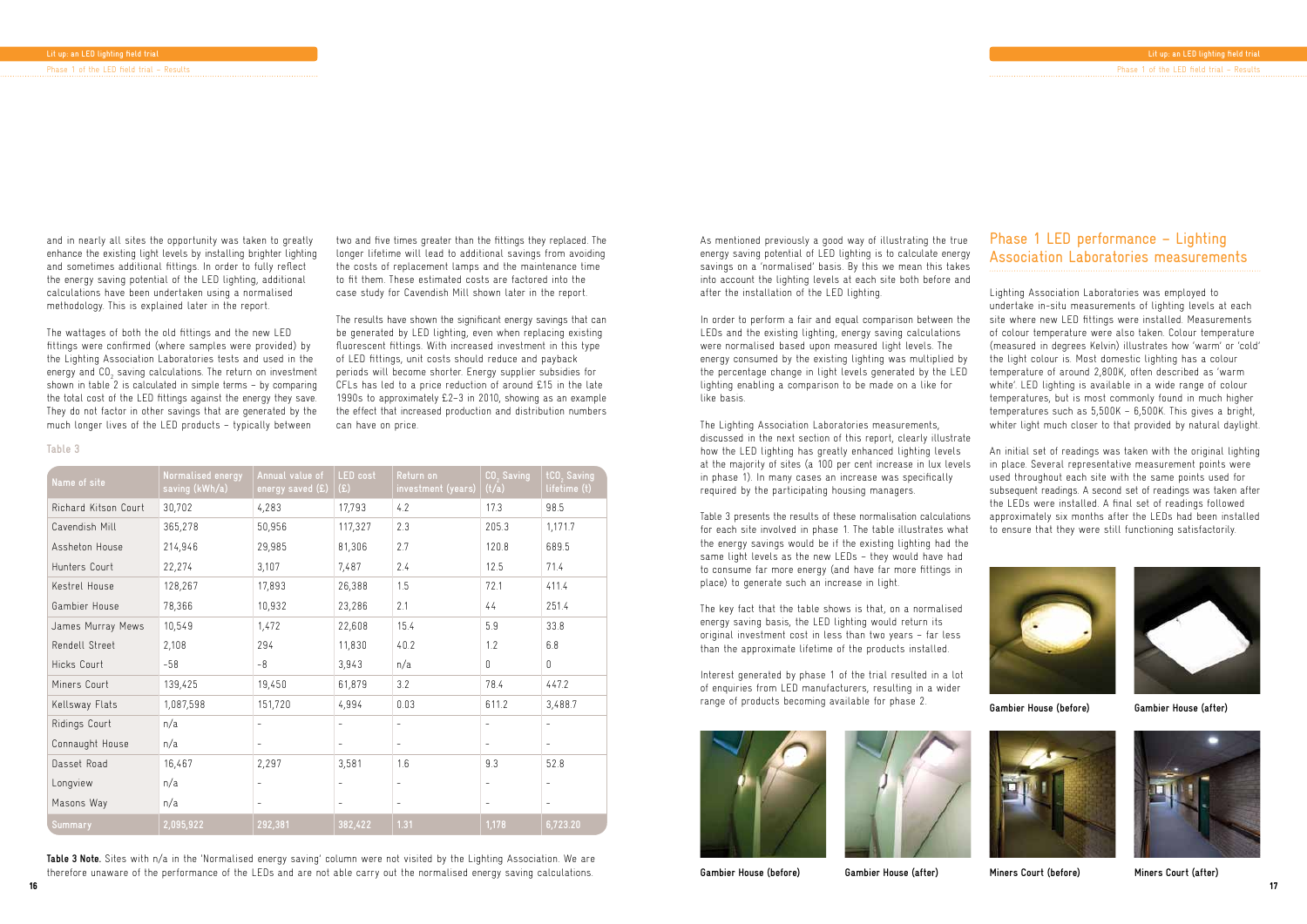and in nearly all sites the opportunity was taken to greatly enhance the existing light levels by installing brighter lighting and sometimes additional fittings. In order to fully reflect the energy saving potential of the LED lighting, additional calculations have been undertaken using a normalised methodology. This is explained later in the report.

The wattages of both the old fittings and the new LED fittings were confirmed (where samples were provided) by the Lighting Association Laboratories tests and used in the energy and $CO_2$ saving calculations. The return on investment shown in table 2 is calculated in simple terms – by comparing the total cost of the LED fittings against the energy they save. They do not factor in other savings that are generated by the much longer lives of the LED products – typically between two and five times greater than the fittings they replaced. The longer lifetime will lead to additional savings from avoiding the costs of replacement lamps and the maintenance time to fit them. These estimated costs are factored into the case study for Cavendish Mill shown later in the report.

The results have shown the significant energy savings that can be generated by LED lighting, even when replacing existing fluorescent fittings. With increased investment in this type of LED fittings, unit costs should reduce and payback periods will become shorter. Energy supplier subsidies for CFLs has led to a price reduction of around £15 in the late 1990s to approximately £2–3 in 2010, showing as an example the effect that increased production and distribution numbers can have on price.

Table 3

| Name of site | Normalised energy saving (kWh/a) | Annual value of energy saved (£) | LED cost (£) | Return on investment (years) | $CO_2$ Saving (t/a) | $tCO_2$ Saving lifetime (t) |
|---|---|---|---|---|---|---|
| Richard Kitson Court | 30,702 | 4,283 | 17,793 | 4.2 | 17.3 | 98.5 |
| Cavendish Mill | 365,278 | 50,956 | 117,327 | 2.3 | 205.3 | 1,171.7 |
| Assheton House | 214,946 | 29,985 | 81,306 | 2.7 | 120.8 | 689.5 |
| Hunters Court | 22,274 | 3,107 | 7,487 | 2.4 | 12.5 | 71.4 |
| Kestrel House | 128,267 | 17,893 | 26,388 | 1.5 | 72.1 | 411.4 |
| Gambier House | 78,366 | 10,932 | 23,286 | 2.1 | 44 | 251.4 |
| James Murray Mews | 10,549 | 1,472 | 22,608 | 15.4 | 5.9 | 33.8 |
| Rendell Street | 2,108 | 294 | 11,830 | 40.2 | 1.2 | 6.8 |
| Hicks Court | -58 | -8 | 3,943 | n/a | 0 | 0 |
| Miners Court | 139,425 | 19,450 | 61,879 | 3.2 | 78.4 | 447.2 |
| Kellsway Flats | 1,087,598 | 151,720 | 4,994 | 0.03 | 611.2 | 3,488.7 |
| Ridings Court | n/a | – | – | – | – | – |
| Connaught House | n/a | – | – | – | – | – |
| Dasset Road | 16,467 | 2,297 | 3,581 | 1.6 | 9.3 | 52.8 |
| Longview | n/a | – | – | – | – | – |
| Masons Way | n/a | – | – | – | – | – |
| Summary | 2,095,922 | 292,381 | 382,422 | 1.31 | 1,178 | 6,723.20 |

**Table 3 Note.** Sites with n/a in the 'Normalised energy saving' column were not visited by the Lighting Association. We are therefore unaware of the performance of the LEDs and are not able carry out the normalised energy saving calculations.

As mentioned previously a good way of illustrating the true energy saving potential of LED lighting is to calculate energy savings on a 'normalised' basis. By this we mean this takes into account the lighting levels at each site both before and after the installation of the LED lighting.

In order to perform a fair and equal comparison between the LEDs and the existing lighting, energy saving calculations were normalised based upon measured light levels. The energy consumed by the existing lighting was multiplied by the percentage change in light levels generated by the LED lighting enabling a comparison to be made on a like for like basis.

The Lighting Association Laboratories measurements, discussed in the next section of this report, clearly illustrate how the LED lighting has greatly enhanced lighting levels at the majority of sites (a 100 per cent increase in lux levels in phase 1). In many cases an increase was specifically required by the participating housing managers.

Table 3 presents the results of these normalisation calculations for each site involved in phase 1. The table illustrates what the energy savings would be if the existing lighting had the same light levels as the new LEDs – they would have had to consume far more energy (and have far more fittings in place) to generate such an increase in light.

The key fact that the table shows is that, on a normalised energy saving basis, the LED lighting would return its original investment cost in less than two years – far less than the approximate lifetime of the products installed.

Interest generated by phase 1 of the trial resulted in a lot of enquiries from LED manufacturers, resulting in a wider range of products becoming available for phase 2.

Gambier House (before)

Gambier House (after)

## Phase 1 LED performance – Lighting Association Laboratories measurements

Lighting Association Laboratories was employed to undertake in-situ measurements of lighting levels at each site where new LED fittings were installed. Measurements of colour temperature were also taken. Colour temperature (measured in degrees Kelvin) illustrates how 'warm' or 'cold' the light colour is. Most domestic lighting has a colour temperature of around 2,800K, often described as 'warm white'. LED lighting is available in a wide range of colour temperatures, but is most commonly found in much higher temperatures such as 5,500K – 6,500K. This gives a bright, whiter light much closer to that provided by natural daylight.

An initial set of readings was taken with the original lighting in place. Several representative measurement points were used throughout each site with the same points used for subsequent readings. A second set of readings was taken after the LEDs were installed. A final set of readings followed approximately six months after the LEDs had been installed to ensure that they were still functioning satisfactorily.

Gambier House (before)

Gambier House (after)

Miners Court (before)

Miners Court (after)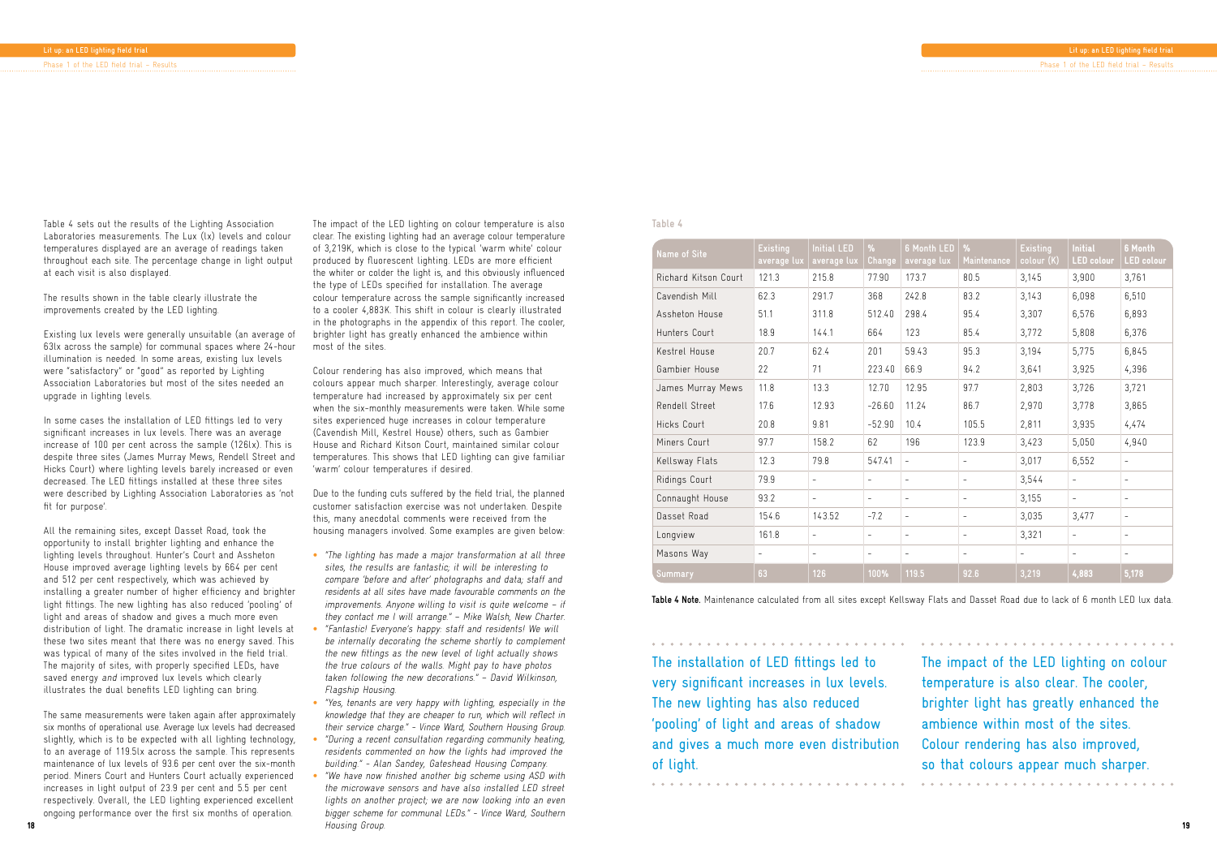Table 4 sets out the results of the Lighting Association Laboratories measurements. The Lux (lx) levels and colour temperatures displayed are an average of readings taken throughout each site. The percentage change in light output at each visit is also displayed.

The results shown in the table clearly illustrate the improvements created by the LED lighting.

Existing lux levels were generally unsuitable (an average of 63lx across the sample) for communal spaces where 24-hour illumination is needed. In some areas, existing lux levels were "satisfactory" or "good" as reported by Lighting Association Laboratories but most of the sites needed an upgrade in lighting levels.

In some cases the installation of LED fittings led to very significant increases in lux levels. There was an average increase of 100 per cent across the sample (126lx). This is despite three sites (James Murray Mews, Rendell Street and Hicks Court) where lighting levels barely increased or even decreased. The LED fittings installed at these three sites were described by Lighting Association Laboratories as 'not fit for purpose'.

All the remaining sites, except Dasset Road, took the opportunity to install brighter lighting and enhance the lighting levels throughout. Hunter's Court and Assheton House improved average lighting levels by 664 per cent and 512 per cent respectively, which was achieved by installing a greater number of higher efficiency and brighter light fittings. The new lighting has also reduced 'pooling' of light and areas of shadow and gives a much more even distribution of light. The dramatic increase in light levels at these two sites meant that there was no energy saved. This was typical of many of the sites involved in the field trial. The majority of sites, with properly specified LEDs, have saved energy *and* improved lux levels which clearly illustrates the dual benefits LED lighting can bring.

The same measurements were taken again after approximately six months of operational use. Average lux levels had decreased slightly, which is to be expected with all lighting technology, to an average of 119.5lx across the sample. This represents maintenance of lux levels of 93.6 per cent over the six-month period. Miners Court and Hunters Court actually experienced increases in light output of 23.9 per cent and 5.5 per cent respectively. Overall, the LED lighting experienced excellent ongoing performance over the first six months of operation.

The impact of the LED lighting on colour temperature is also clear. The existing lighting had an average colour temperature of 3,219K, which is close to the typical 'warm white' colour produced by fluorescent lighting. LEDs are more efficient the whiter or colder the light is, and this obviously influenced the type of LEDs specified for installation. The average colour temperature across the sample significantly increased to a cooler 4,883K. This shift in colour is clearly illustrated in the photographs in the appendix of this report. The cooler, brighter light has greatly enhanced the ambience within most of the sites.

Colour rendering has also improved, which means that colours appear much sharper. Interestingly, average colour temperature had increased by approximately six per cent when the six-monthly measurements were taken. While some sites experienced huge increases in colour temperature (Cavendish Mill, Kestrel House) others, such as Gambier House and Richard Kitson Court, maintained similar colour temperatures. This shows that LED lighting can give familiar 'warm' colour temperatures if desired.

Due to the funding cuts suffered by the field trial, the planned customer satisfaction exercise was not undertaken. Despite this, many anecdotal comments were received from the housing managers involved. Some examples are given below:

- *"The lighting has made a major transformation at all three sites, the results are fantastic; it will be interesting to compare 'before and after' photographs and data; staff and residents at all sites have made favourable comments on the improvements. Anyone willing to visit is quite welcome – if they contact me I will arrange." – Mike Walsh, New Charter.*
- *"Fantastic! Everyone's happy: staff and residents! We will be internally decorating the scheme shortly to complement the new fittings as the new level of light actually shows the true colours of the walls. Might pay to have photos taken following the new decorations." – David Wilkinson, Flagship Housing.*
- *"Yes, tenants are very happy with lighting, especially in the knowledge that they are cheaper to run, which will reflect in their service charge." – Vince Ward, Southern Housing Group.*
- *"During a recent consultation regarding community heating, residents commented on how the lights had improved the building." – Alan Sandey, Gateshead Housing Company.*
- *"We have now finished another big scheme using ASD with the microwave sensors and have also installed LED street lights on another project; we are now looking into an even bigger scheme for communal LEDs." – Vince Ward, Southern Housing Group.*

Table 4

| Name of Site | Existing average lux | Initial LED average lux | % Change | 6 Month LED average lux | % Maintenance | Existing colour (K) | Initial LED colour | 6 Month LED colour |
|---|---|---|---|---|---|---|---|---|
| Richard Kitson Court | 121.3 | 215.8 | 77.90 | 173.7 | 80.5 | 3,145 | 3,900 | 3,761 |
| Cavendish Mill | 62.3 | 291.7 | 368 | 242.8 | 83.2 | 3,143 | 6,098 | 6,510 |
| Assheton House | 51.1 | 311.8 | 512.40 | 298.4 | 95.4 | 3,307 | 6,576 | 6,893 |
| Hunters Court | 18.9 | 144.1 | 664 | 123 | 85.4 | 3,772 | 5,808 | 6,376 |
| Kestrel House | 20.7 | 62.4 | 201 | 59.43 | 95.3 | 3,194 | 5,775 | 6,845 |
| Gambier House | 22 | 71 | 223.40 | 66.9 | 94.2 | 3,641 | 3,925 | 4,396 |
| James Murray Mews | 11.8 | 13.3 | 12.70 | 12.95 | 97.7 | 2,803 | 3,726 | 3,721 |
| Rendell Street | 17.6 | 12.93 | -26.60 | 11.24 | 86.7 | 2,970 | 3,778 | 3,865 |
| Hicks Court | 20.8 | 9.81 | -52.90 | 10.4 | 105.5 | 2,811 | 3,935 | 4,474 |
| Miners Court | 97.7 | 158.2 | 62 | 196 | 123.9 | 3,423 | 5,050 | 4,940 |
| Kellsway Flats | 12.3 | 79.8 | 547.41 | - | - | 3,017 | 6,552 | - |
| Ridings Court | 79.9 | - | - | - | - | 3,544 | - | - |
| Connaught House | 93.2 | - | - | - | - | 3,155 | - | - |
| Dasset Road | 154.6 | 143.52 | -7.2 | - | - | 3,035 | 3,477 | - |
| Longview | 161.8 | - | - | - | - | 3,321 | - | - |
| Masons Way | - | - | - | - | - | - | - | - |
| Summary | 63 | 126 | 100% | 119.5 | 92.6 | 3,219 | 4,883 | 5,178 |

**Table 4 Note.** Maintenance calculated from all sites except Kellsway Flats and Dasset Road due to lack of 6 month LED lux data.

The installation of LED fittings led to very significant increases in lux levels. The new lighting has also reduced 'pooling' of light and areas of shadow and gives a much more even distribution of light.

The impact of the LED lighting on colour temperature is also clear. The cooler, brighter light has greatly enhanced the ambience within most of the sites. Colour rendering has also improved, so that colours appear much sharper.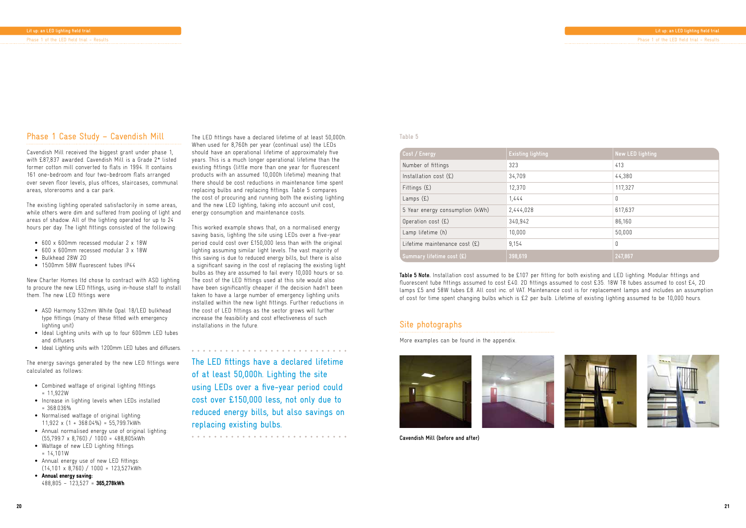## Phase 1 Case Study – Cavendish Mill

Cavendish Mill received the biggest grant under phase 1, with £87,837 awarded. Cavendish Mill is a Grade 2* listed former cotton mill converted to flats in 1994. It contains 161 one-bedroom and four two-bedroom flats arranged over seven floor levels, plus offices, staircases, communal areas, storerooms and a car park.

The existing lighting operated satisfactorily in some areas, while others were dim and suffered from pooling of light and areas of shadow. All of the lighting operated for up to 24 hours per day. The light fittings consisted of the following:

- 600 x 600mm recessed modular 2 x 18W
- 600 x 600mm recessed modular 3 x 18W
- Bulkhead 28W 2D
- 1500mm 58W fluorescent tubes IP44

New Charter Homes ltd chose to contract with ASD lighting to procure the new LED fittings, using in-house staff to install them. The new LED fittings were

- ASD Harmony 532mm White Opal 18/LED bulkhead type fittings (many of these fitted with emergency lighting unit)
- Ideal Lighting units with up to four 600mm LED tubes and diffusers
- Ideal Lighting units with 1200mm LED tubes and diffusers.

The energy savings generated by the new LED fittings were calculated as follows:

- Combined wattage of original lighting fittings = 11,922W
- Increase in lighting levels when LEDs installed = 368.036%
- Normalised wattage of original lighting: 11,922 x (1 + 368.04%) = 55,799.7kWh
- Annual normalised energy use of original lighting: (55,799.7 x 8,760) / 1000 = 488,805kWh
- Wattage of new LED Lighting fittings = 14,101W
- Annual energy use of new LED fittings: (14,101 x 8,760) / 1000 = 123,527kWh
- **Annual energy saving:** 488,805 – 123,527 = **365,278kWh**

The LED fittings have a declared lifetime of at least 50,000h. When used for 8,760h per year (continual use) the LEDs should have an operational lifetime of approximately five years. This is a much longer operational lifetime than the existing fittings (little more than one year for fluorescent products with an assumed 10,000h lifetime) meaning that there should be cost reductions in maintenance time spent replacing bulbs and replacing fittings. Table 5 compares the cost of procuring and running both the existing lighting and the new LED lighting, taking into account unit cost, energy consumption and maintenance costs.

This worked example shows that, on a normalised energy saving basis, lighting the site using LEDs over a five-year period could cost over £150,000 less than with the original lighting assuming similar light levels. The vast majority of this saving is due to reduced energy bills, but there is also a significant saving in the cost of replacing the existing light bulbs as they are assumed to fail every 10,000 hours or so. The cost of the LED fittings used at this site would also have been significantly cheaper if the decision hadn't been taken to have a large number of emergency lighting units installed within the new light fittings. Further reductions in the cost of LED fittings as the sector grows will further increase the feasibility and cost effectiveness of such installations in the future.

The LED fittings have a declared lifetime of at least 50,000h. Lighting the site using LEDs over a five-year period could cost over £150,000 less, not only due to reduced energy bills, but also savings on replacing existing bulbs.

Table 5

| Cost / Energy | Existing lighting | New LED lighting |
|---|---|---|
| Number of fittings | 323 | 413 |
| Installation cost (£) | 34,709 | 44,380 |
| Fittings (£) | 12,370 | 117,327 |
| Lamps (£) | 1,444 | 0 |
| 5 Year energy consumption (kWh) | 2,444,028 | 617,637 |
| Operation cost (£) | 340,942 | 86,160 |
| Lamp lifetime (h) | 10,000 | 50,000 |
| Lifetime maintenance cost (£) | 9,154 | 0 |
| Summary lifetime cost (£) | 398,619 | 247,867 |

**Table 5 Note.** Installation cost assumed to be £107 per fitting for both existing and LED lighting. Modular fittings and fluorescent tube fittings assumed to cost £40. 2D fittings assumed to cost £35. 18W T8 tubes assumed to cost £4, 2D lamps £5 and 58W tubes £8. All cost inc. of VAT. Maintenance cost is for replacement lamps and includes an assumption of cost for time spent changing bulbs which is £2 per bulb. Lifetime of existing lighting assumed to be 10,000 hours.

## Site photographs

More examples can be found in the appendix.

**Cavendish Mill (before and after)**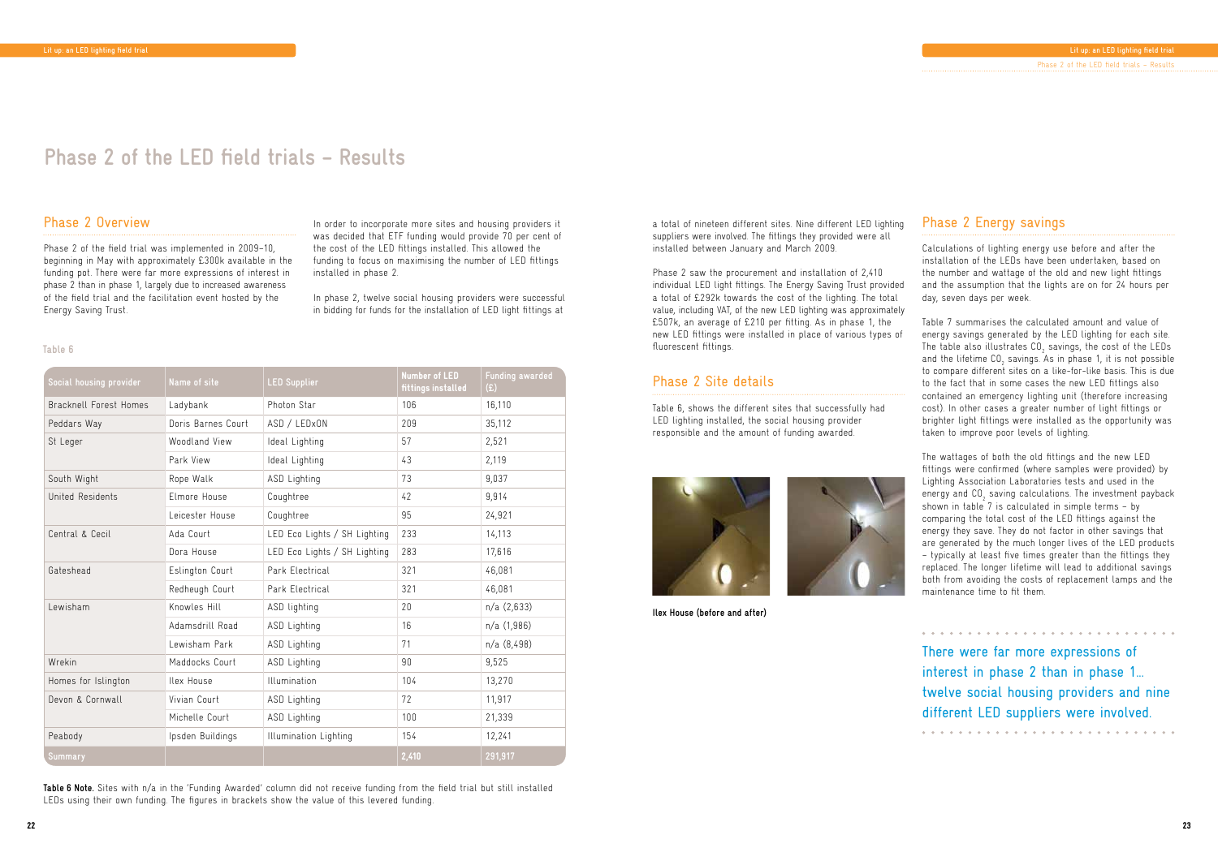# Phase 2 of the LED field trials – Results

## Phase 2 Overview

Phase 2 of the field trial was implemented in 2009–10, beginning in May with approximately £300k available in the funding pot. There were far more expressions of interest in phase 2 than in phase 1, largely due to increased awareness of the field trial and the facilitation event hosted by the Energy Saving Trust.

In order to incorporate more sites and housing providers it was decided that ETF funding would provide 70 per cent of the cost of the LED fittings installed. This allowed the funding to focus on maximising the number of LED fittings installed in phase 2.

In phase 2, twelve social housing providers were successful in bidding for funds for the installation of LED light fittings at a total of nineteen different sites. Nine different LED lighting suppliers were involved. The fittings they provided were all installed between January and March 2009.

Phase 2 saw the procurement and installation of 2,410 individual LED light fittings. The Energy Saving Trust provided a total of £292k towards the cost of the lighting. The total value, including VAT, of the new LED lighting was approximately £507k, an average of £210 per fitting. As in phase 1, the new LED fittings were installed in place of various types of fluorescent fittings.

Table 6

| Social housing provider | Name of site | LED Supplier | Number of LED fittings installed | Funding awarded (£) |
|---|---|---|---|---|
| Bracknell Forest Homes | Ladybank | Photon Star | 106 | 16,110 |
| Peddars Way | Doris Barnes Court | ASD / LEDxON | 209 | 35,112 |
| St Leger | Woodland View | Ideal Lighting | 57 | 2,521 |
| | Park View | Ideal Lighting | 43 | 2,119 |
| South Wight | Rope Walk | ASD Lighting | 73 | 9,037 |
| United Residents | Elmore House | Coughtree | 42 | 9,914 |
| | Leicester House | Coughtree | 95 | 24,921 |
| Central & Cecil | Ada Court | LED Eco Lights / SH Lighting | 233 | 14,113 |
| | Dora House | LED Eco Lights / SH Lighting | 283 | 17,616 |
| Gateshead | Eslington Court | Park Electrical | 321 | 46,081 |
| | Redheugh Court | Park Electrical | 321 | 46,081 |
| Lewisham | Knowles Hill | ASD lighting | 20 | n/a (2,633) |
| | Adamsdrill Road | ASD Lighting | 16 | n/a (1,986) |
| | Lewisham Park | ASD Lighting | 71 | n/a (8,498) |
| Wrekin | Maddocks Court | ASD Lighting | 90 | 9,525 |
| Homes for Islington | Ilex House | Illumination | 104 | 13,270 |
| Devon & Cornwall | Vivian Court | ASD Lighting | 72 | 11,917 |
| | Michelle Court | ASD Lighting | 100 | 21,339 |
| Peabody | Ipsden Buildings | Illumination Lighting | 154 | 12,241 |
| Summary | | | 2,410 | 291,917 |

**Table 6 Note.** Sites with n/a in the 'Funding Awarded' column did not receive funding from the field trial but still installed LEDs using their own funding. The figures in brackets show the value of this levered funding.

## Phase 2 Site details

Table 6, shows the different sites that successfully had LED lighting installed, the social housing provider responsible and the amount of funding awarded.

**Ilex House (before and after)**

## Phase 2 Energy savings

Calculations of lighting energy use before and after the installation of the LEDs have been undertaken, based on the number and wattage of the old and new light fittings and the assumption that the lights are on for 24 hours per day, seven days per week.

Table 7 summarises the calculated amount and value of energy savings generated by the LED lighting for each site. The table also illustrates $CO_2$ savings, the cost of the LEDs and the lifetime $CO_2$ savings. As in phase 1, it is not possible to compare different sites on a like-for-like basis. This is due to the fact that in some cases the new LED fittings also contained an emergency lighting unit (therefore increasing cost). In other cases a greater number of light fittings or brighter light fittings were installed as the opportunity was taken to improve poor levels of lighting.

The wattages of both the old fittings and the new LED fittings were confirmed (where samples were provided) by Lighting Association Laboratories tests and used in the energy and $CO_2$ saving calculations. The investment payback shown in table 7 is calculated in simple terms – by comparing the total cost of the LED fittings against the energy they save. They do not factor in other savings that are generated by the much longer lives of the LED products – typically at least five times greater than the fittings they replaced. The longer lifetime will lead to additional savings both from avoiding the costs of replacement lamps and the maintenance time to fit them.

There were far more expressions of interest in phase 2 than in phase 1… twelve social housing providers and nine different LED suppliers were involved.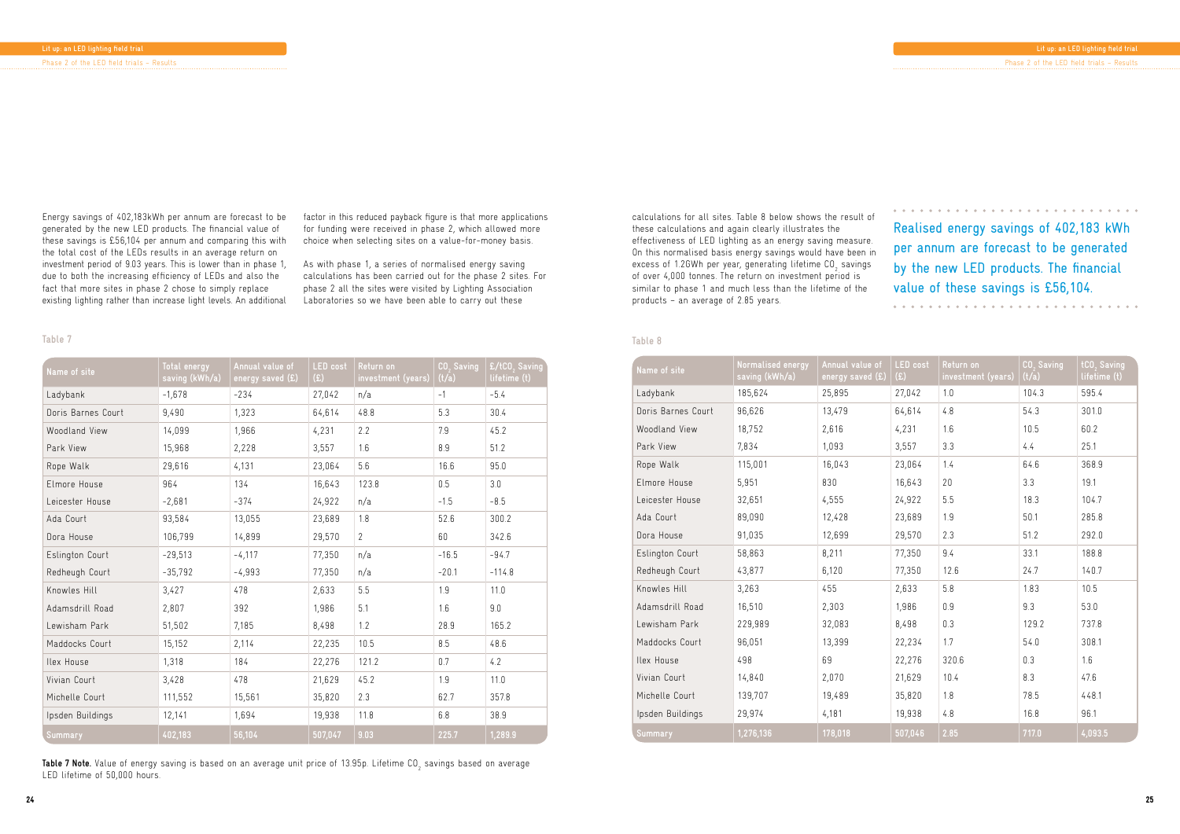Energy savings of 402,183kWh per annum are forecast to be generated by the new LED products. The financial value of these savings is £56,104 per annum and comparing this with the total cost of the LEDs results in an average return on investment period of 9.03 years. This is lower than in phase 1, due to both the increasing efficiency of LEDs and also the fact that more sites in phase 2 chose to simply replace existing lighting rather than increase light levels. An additional factor in this reduced payback figure is that more applications for funding were received in phase 2, which allowed more choice when selecting sites on a value-for-money basis.

As with phase 1, a series of normalised energy saving calculations has been carried out for the phase 2 sites. For phase 2 all the sites were visited by Lighting Association Laboratories so we have been able to carry out these calculations for all sites. Table 8 below shows the result of these calculations and again clearly illustrates the effectiveness of LED lighting as an energy saving measure. On this normalised basis energy savings would have been in excess of 1.2GWh per year, generating lifetime $CO_2$ savings of over 4,000 tonnes. The return on investment period is similar to phase 1 and much less than the lifetime of the products – an average of 2.85 years.

Realised energy savings of 402,183 kWh per annum are forecast to be generated by the new LED products. The financial value of these savings is £56,104.

Table 7

| Name of site | Total energy saving (kWh/a) | Annual value of energy saved (£) | LED cost (£) | Return on investment (years) | $CO_2$ Saving (t/a) | £/t$CO_2$ Saving lifetime (t) |
|---|---|---|---|---|---|---|
| Ladybank | -1,678 | -234 | 27,042 | n/a | -1 | -5.4 |
| Doris Barnes Court | 9,490 | 1,323 | 64,614 | 48.8 | 5.3 | 30.4 |
| Woodland View | 14,099 | 1,966 | 4,231 | 2.2 | 7.9 | 45.2 |
| Park View | 15,968 | 2,228 | 3,557 | 1.6 | 8.9 | 51.2 |
| Rope Walk | 29,616 | 4,131 | 23,064 | 5.6 | 16.6 | 95.0 |
| Elmore House | 964 | 134 | 16,643 | 123.8 | 0.5 | 3.0 |
| Leicester House | -2,681 | -374 | 24,922 | n/a | -1.5 | -8.5 |
| Ada Court | 93,584 | 13,055 | 23,689 | 1.8 | 52.6 | 300.2 |
| Dora House | 106,799 | 14,899 | 29,570 | 2 | 60 | 342.6 |
| Eslington Court | -29,513 | -4,117 | 77,350 | n/a | -16.5 | -94.7 |
| Redheugh Court | -35,792 | -4,993 | 77,350 | n/a | -20.1 | -114.8 |
| Knowles Hill | 3,427 | 478 | 2,633 | 5.5 | 1.9 | 11.0 |
| Adamsdrill Road | 2,807 | 392 | 1,986 | 5.1 | 1.6 | 9.0 |
| Lewisham Park | 51,502 | 7,185 | 8,498 | 1.2 | 28.9 | 165.2 |
| Maddocks Court | 15,152 | 2,114 | 22,235 | 10.5 | 8.5 | 48.6 |
| Ilex House | 1,318 | 184 | 22,276 | 121.2 | 0.7 | 4.2 |
| Vivian Court | 3,428 | 478 | 21,629 | 45.2 | 1.9 | 11.0 |
| Michelle Court | 111,552 | 15,561 | 35,820 | 2.3 | 62.7 | 357.8 |
| Ipsden Buildings | 12,141 | 1,694 | 19,938 | 11.8 | 6.8 | 38.9 |
| Summary | 402,183 | 56,104 | 507,047 | 9.03 | 225.7 | 1,289.9 |

**Table 7 Note.** Value of energy saving is based on an average unit price of 13.95p. Lifetime $CO_2$ savings based on average LED lifetime of 50,000 hours.

Table 8

| Name of site | Normalised energy saving (kWh/a) | Annual value of energy saved (£) | LED cost (£) | Return on investment (years) | $CO_2$ Saving (t/a) | t$CO_2$ Saving lifetime (t) |
|---|---|---|---|---|---|---|
| Ladybank | 185,624 | 25,895 | 27,042 | 1.0 | 104.3 | 595.4 |
| Doris Barnes Court | 96,626 | 13,479 | 64,614 | 4.8 | 54.3 | 301.0 |
| Woodland View | 18,752 | 2,616 | 4,231 | 1.6 | 10.5 | 60.2 |
| Park View | 7,834 | 1,093 | 3,557 | 3.3 | 4.4 | 25.1 |
| Rope Walk | 115,001 | 16,043 | 23,064 | 1.4 | 64.6 | 368.9 |
| Elmore House | 5,951 | 830 | 16,643 | 20 | 3.3 | 19.1 |
| Leicester House | 32,651 | 4,555 | 24,922 | 5.5 | 18.3 | 104.7 |
| Ada Court | 89,090 | 12,428 | 23,689 | 1.9 | 50.1 | 285.8 |
| Dora House | 91,035 | 12,699 | 29,570 | 2.3 | 51.2 | 292.0 |
| Eslington Court | 58,863 | 8,211 | 77,350 | 9.4 | 33.1 | 188.8 |
| Redheugh Court | 43,877 | 6,120 | 77,350 | 12.6 | 24.7 | 140.7 |
| Knowles Hill | 3,263 | 455 | 2,633 | 5.8 | 1.83 | 10.5 |
| Adamsdrill Road | 16,510 | 2,303 | 1,986 | 0.9 | 9.3 | 53.0 |
| Lewisham Park | 229,989 | 32,083 | 8,498 | 0.3 | 129.2 | 737.8 |
| Maddocks Court | 96,051 | 13,399 | 22,234 | 1.7 | 54.0 | 308.1 |
| Ilex House | 498 | 69 | 22,276 | 320.6 | 0.3 | 1.6 |
| Vivian Court | 14,840 | 2,070 | 21,629 | 10.4 | 8.3 | 47.6 |
| Michelle Court | 139,707 | 19,489 | 35,820 | 1.8 | 78.5 | 448.1 |
| Ipsden Buildings | 29,974 | 4,181 | 19,938 | 4.8 | 16.8 | 96.1 |
| Summary | 1,276,136 | 178,018 | 507,046 | 2.85 | 717.0 | 4,093.5 |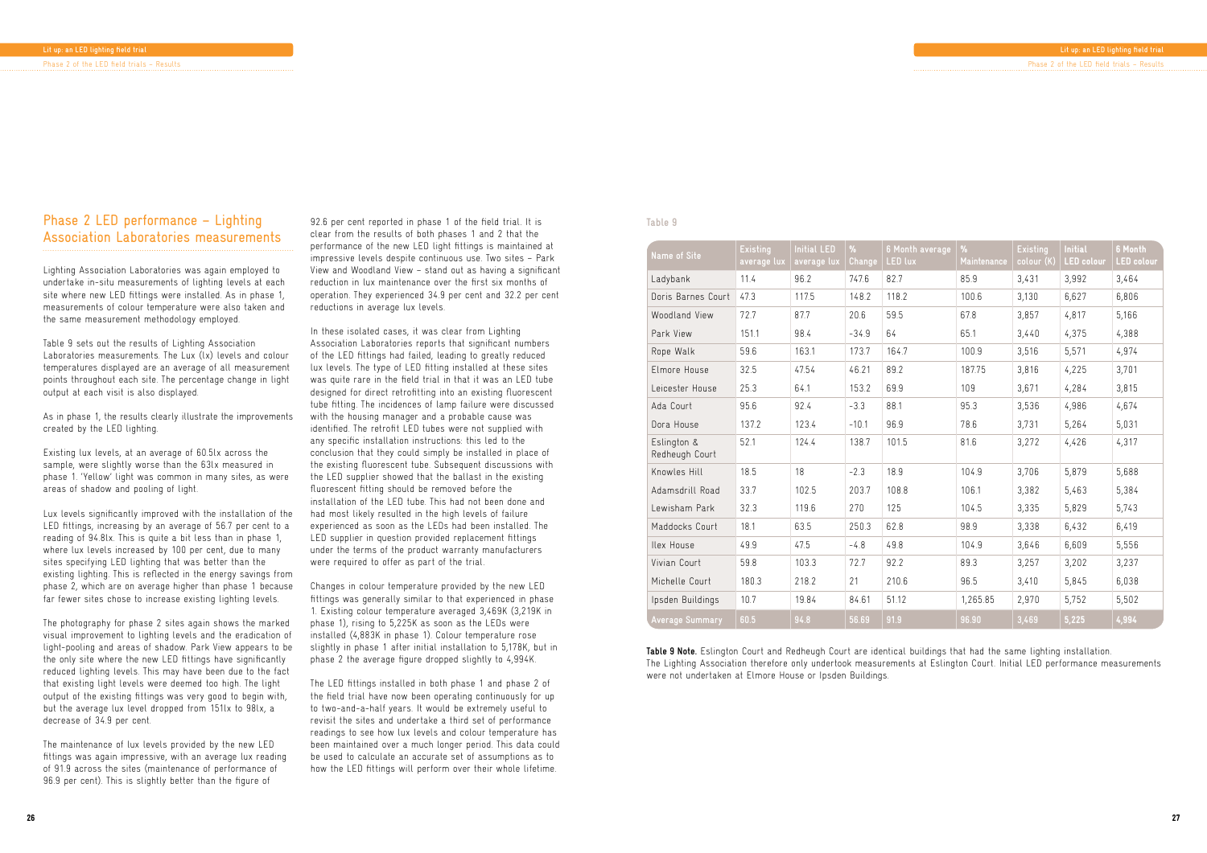## Phase 2 LED performance – Lighting Association Laboratories measurements

Lighting Association Laboratories was again employed to undertake in-situ measurements of lighting levels at each site where new LED fittings were installed. As in phase 1, measurements of colour temperature were also taken and the same measurement methodology employed.

Table 9 sets out the results of Lighting Association Laboratories measurements. The Lux (lx) levels and colour temperatures displayed are an average of all measurement points throughout each site. The percentage change in light output at each visit is also displayed.

As in phase 1, the results clearly illustrate the improvements created by the LED lighting.

Existing lux levels, at an average of 60.5lx across the sample, were slightly worse than the 63lx measured in phase 1. 'Yellow' light was common in many sites, as were areas of shadow and pooling of light.

Lux levels significantly improved with the installation of the LED fittings, increasing by an average of 56.7 per cent to a reading of 94.8lx. This is quite a bit less than in phase 1, where lux levels increased by 100 per cent, due to many sites specifying LED lighting that was better than the existing lighting. This is reflected in the energy savings from phase 2, which are on average higher than phase 1 because far fewer sites chose to increase existing lighting levels.

The photography for phase 2 sites again shows the marked visual improvement to lighting levels and the eradication of light-pooling and areas of shadow. Park View appears to be the only site where the new LED fittings have significantly reduced lighting levels. This may have been due to the fact that existing light levels were deemed too high. The light output of the existing fittings was very good to begin with, but the average lux level dropped from 151lx to 98lx, a decrease of 34.9 per cent.

The maintenance of lux levels provided by the new LED fittings was again impressive, with an average lux reading of 91.9 across the sites (maintenance of performance of 96.9 per cent). This is slightly better than the figure of 92.6 per cent reported in phase 1 of the field trial. It is clear from the results of both phases 1 and 2 that the performance of the new LED light fittings is maintained at impressive levels despite continuous use. Two sites – Park View and Woodland View – stand out as having a significant reduction in lux maintenance over the first six months of operation. They experienced 34.9 per cent and 32.2 per cent reductions in average lux levels.

In these isolated cases, it was clear from Lighting Association Laboratories reports that significant numbers of the LED fittings had failed, leading to greatly reduced lux levels. The type of LED fitting installed at these sites was quite rare in the field trial in that it was an LED tube designed for direct retrofitting into an existing fluorescent tube fitting. The incidences of lamp failure were discussed with the housing manager and a probable cause was identified. The retrofit LED tubes were not supplied with any specific installation instructions: this led to the conclusion that they could simply be installed in place of the existing fluorescent tube. Subsequent discussions with the LED supplier showed that the ballast in the existing fluorescent fitting should be removed before the installation of the LED tube. This had not been done and had most likely resulted in the high levels of failure experienced as soon as the LEDs had been installed. The LED supplier in question provided replacement fittings under the terms of the product warranty manufacturers were required to offer as part of the trial.

Changes in colour temperature provided by the new LED fittings was generally similar to that experienced in phase 1. Existing colour temperature averaged 3,469K (3,219K in phase 1), rising to 5,225K as soon as the LEDs were installed (4,883K in phase 1). Colour temperature rose slightly in phase 1 after initial installation to 5,178K, but in phase 2 the average figure dropped slightly to 4,994K.

The LED fittings installed in both phase 1 and phase 2 of the field trial have now been operating continuously for up to two-and-a-half years. It would be extremely useful to revisit the sites and undertake a third set of performance readings to see how lux levels and colour temperature has been maintained over a much longer period. This data could be used to calculate an accurate set of assumptions as to how the LED fittings will perform over their whole lifetime.

Table 9

| Name of Site | Existing average lux | Initial LED average lux | % Change | 6 Month average LED lux | % Maintenance | Existing colour (K) | Initial LED colour | 6 Month LED colour |
|---|---|---|---|---|---|---|---|---|
| Ladybank | 11.4 | 96.2 | 747.6 | 82.7 | 85.9 | 3,431 | 3,992 | 3,464 |
| Doris Barnes Court | 47.3 | 117.5 | 148.2 | 118.2 | 100.6 | 3,130 | 6,627 | 6,806 |
| Woodland View | 72.7 | 87.7 | 20.6 | 59.5 | 67.8 | 3,857 | 4,817 | 5,166 |
| Park View | 151.1 | 98.4 | -34.9 | 64 | 65.1 | 3,440 | 4,375 | 4,388 |
| Rope Walk | 59.6 | 163.1 | 173.7 | 164.7 | 100.9 | 3,516 | 5,571 | 4,974 |
| Elmore House | 32.5 | 47.54 | 46.21 | 89.2 | 187.75 | 3,816 | 4,225 | 3,701 |
| Leicester House | 25.3 | 64.1 | 153.2 | 69.9 | 109 | 3,671 | 4,284 | 3,815 |
| Ada Court | 95.6 | 92.4 | -3.3 | 88.1 | 95.3 | 3,536 | 4,986 | 4,674 |
| Dora House | 137.2 | 123.4 | -10.1 | 96.9 | 78.6 | 3,731 | 5,264 | 5,031 |
| Eslington & Redheugh Court | 52.1 | 124.4 | 138.7 | 101.5 | 81.6 | 3,272 | 4,426 | 4,317 |
| Knowles Hill | 18.5 | 18 | -2.3 | 18.9 | 104.9 | 3,706 | 5,879 | 5,688 |
| Adamsdrill Road | 33.7 | 102.5 | 203.7 | 108.8 | 106.1 | 3,382 | 5,463 | 5,384 |
| Lewisham Park | 32.3 | 119.6 | 270 | 125 | 104.5 | 3,335 | 5,829 | 5,743 |
| Maddocks Court | 18.1 | 63.5 | 250.3 | 62.8 | 98.9 | 3,338 | 6,432 | 6,419 |
| Ilex House | 49.9 | 47.5 | -4.8 | 49.8 | 104.9 | 3,646 | 6,609 | 5,556 |
| Vivian Court | 59.8 | 103.3 | 72.7 | 92.2 | 89.3 | 3,257 | 3,202 | 3,237 |
| Michelle Court | 180.3 | 218.2 | 21 | 210.6 | 96.5 | 3,410 | 5,845 | 6,038 |
| Ipsden Buildings | 10.7 | 19.84 | 84.61 | 51.12 | 1,265.85 | 2,970 | 5,752 | 5,502 |
| Average Summary | 60.5 | 94.8 | 56.69 | 91.9 | 96.90 | 3,469 | 5,225 | 4,994 |

**Table 9 Note.** Eslington Court and Redheugh Court are identical buildings that had the same lighting installation. The Lighting Association therefore only undertook measurements at Eslington Court. Initial LED performance measurements were not undertaken at Elmore House or Ipsden Buildings.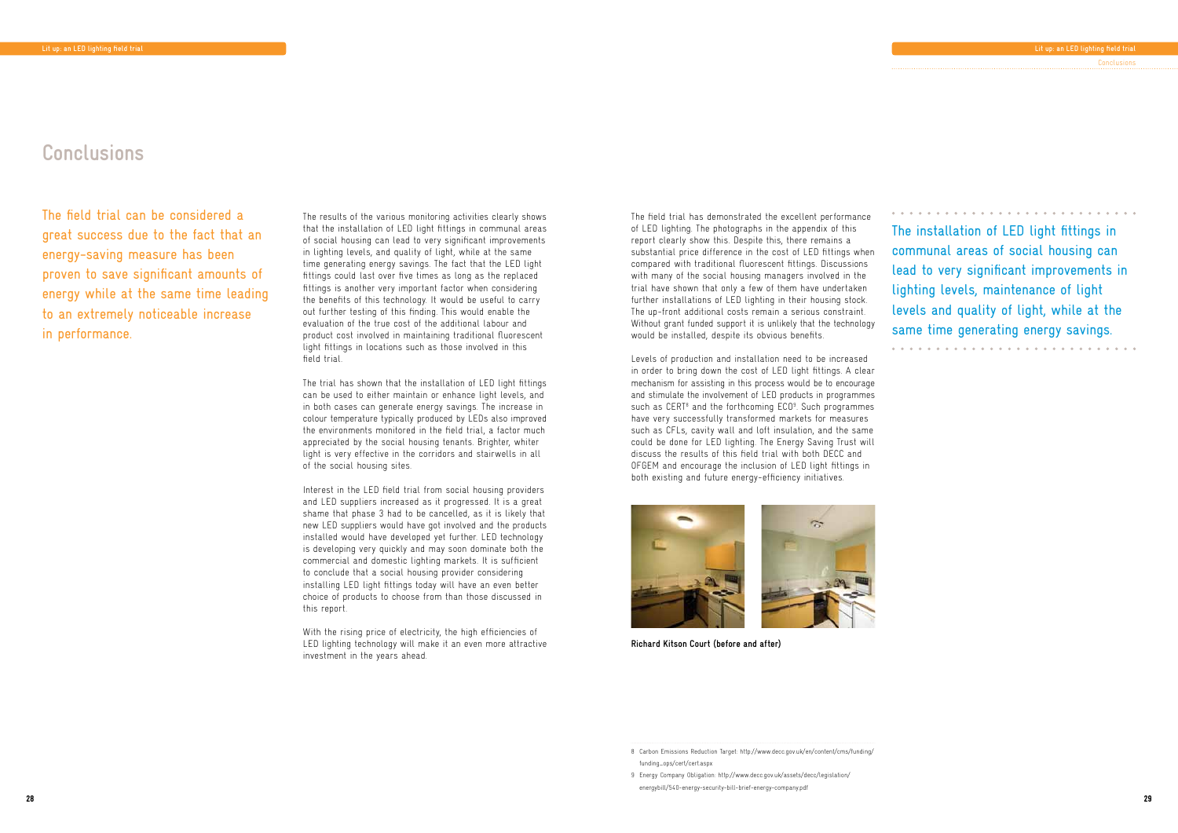# Conclusions

The field trial can be considered a great success due to the fact that an energy-saving measure has been proven to save significant amounts of energy while at the same time leading to an extremely noticeable increase in performance.

The results of the various monitoring activities clearly shows that the installation of LED light fittings in communal areas of social housing can lead to very significant improvements in lighting levels, and quality of light, while at the same time generating energy savings. The fact that the LED light fittings could last over five times as long as the replaced fittings is another very important factor when considering the benefits of this technology. It would be useful to carry out further testing of this finding. This would enable the evaluation of the true cost of the additional labour and product cost involved in maintaining traditional fluorescent light fittings in locations such as those involved in this field trial.

The trial has shown that the installation of LED light fittings can be used to either maintain or enhance light levels, and in both cases can generate energy savings. The increase in colour temperature typically produced by LEDs also improved the environments monitored in the field trial, a factor much appreciated by the social housing tenants. Brighter, whiter light is very effective in the corridors and stairwells in all of the social housing sites.

Interest in the LED field trial from social housing providers and LED suppliers increased as it progressed. It is a great shame that phase 3 had to be cancelled, as it is likely that new LED suppliers would have got involved and the products installed would have developed yet further. LED technology is developing very quickly and may soon dominate both the commercial and domestic lighting markets. It is sufficient to conclude that a social housing provider considering installing LED light fittings today will have an even better choice of products to choose from than those discussed in this report.

With the rising price of electricity, the high efficiencies of LED lighting technology will make it an even more attractive investment in the years ahead.

The field trial has demonstrated the excellent performance of LED lighting. The photographs in the appendix of this report clearly show this. Despite this, there remains a substantial price difference in the cost of LED fittings when compared with traditional fluorescent fittings. Discussions with many of the social housing managers involved in the trial have shown that only a few of them have undertaken further installations of LED lighting in their housing stock. The up-front additional costs remain a serious constraint. Without grant funded support it is unlikely that the technology would be installed, despite its obvious benefits.

Levels of production and installation need to be increased in order to bring down the cost of LED light fittings. A clear mechanism for assisting in this process would be to encourage and stimulate the involvement of LED products in programmes such as CERT[8] and the forthcoming ECO[9]. Such programmes have very successfully transformed markets for measures such as CFLs, cavity wall and loft insulation, and the same could be done for LED lighting. The Energy Saving Trust will discuss the results of this field trial with both DECC and OFGEM and encourage the inclusion of LED light fittings in both existing and future energy-efficiency initiatives.

**Richard Kitson Court (before and after)**

The installation of LED light fittings in communal areas of social housing can lead to very significant improvements in lighting levels, maintenance of light levels and quality of light, while at the same time generating energy savings.

8 Carbon Emissions Reduction Target: http://www.decc.gov.uk/en/content/cms/funding/funding_ops/cert/cert.aspx

9 Energy Company Obligation: http://www.decc.gov.uk/assets/decc/legislation/energybill/540-energy-security-bill-brief-energy-company.pdf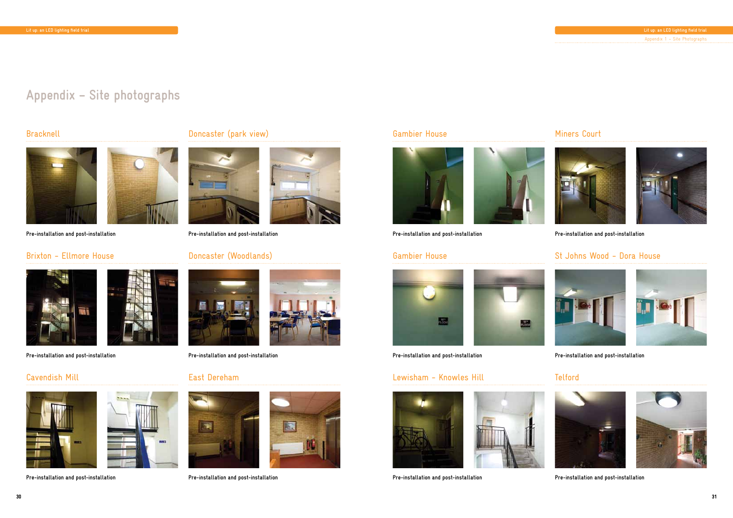# Appendix – Site photographs

## Bracknell

Pre-installation and post-installation

## Doncaster (park view)

Pre-installation and post-installation

## Brixton – Ellmore House

Pre-installation and post-installation

## Doncaster (Woodlands)

Pre-installation and post-installation

## Cavendish Mill

Pre-installation and post-installation

## East Dereham

Pre-installation and post-installation

## Gambier House

Pre-installation and post-installation

## Miners Court

Pre-installation and post-installation

## Gambier House

Pre-installation and post-installation

## St Johns Wood – Dora House

Pre-installation and post-installation

## Lewisham – Knowles Hill

Pre-installation and post-installation

## Telford

Pre-installation and post-installation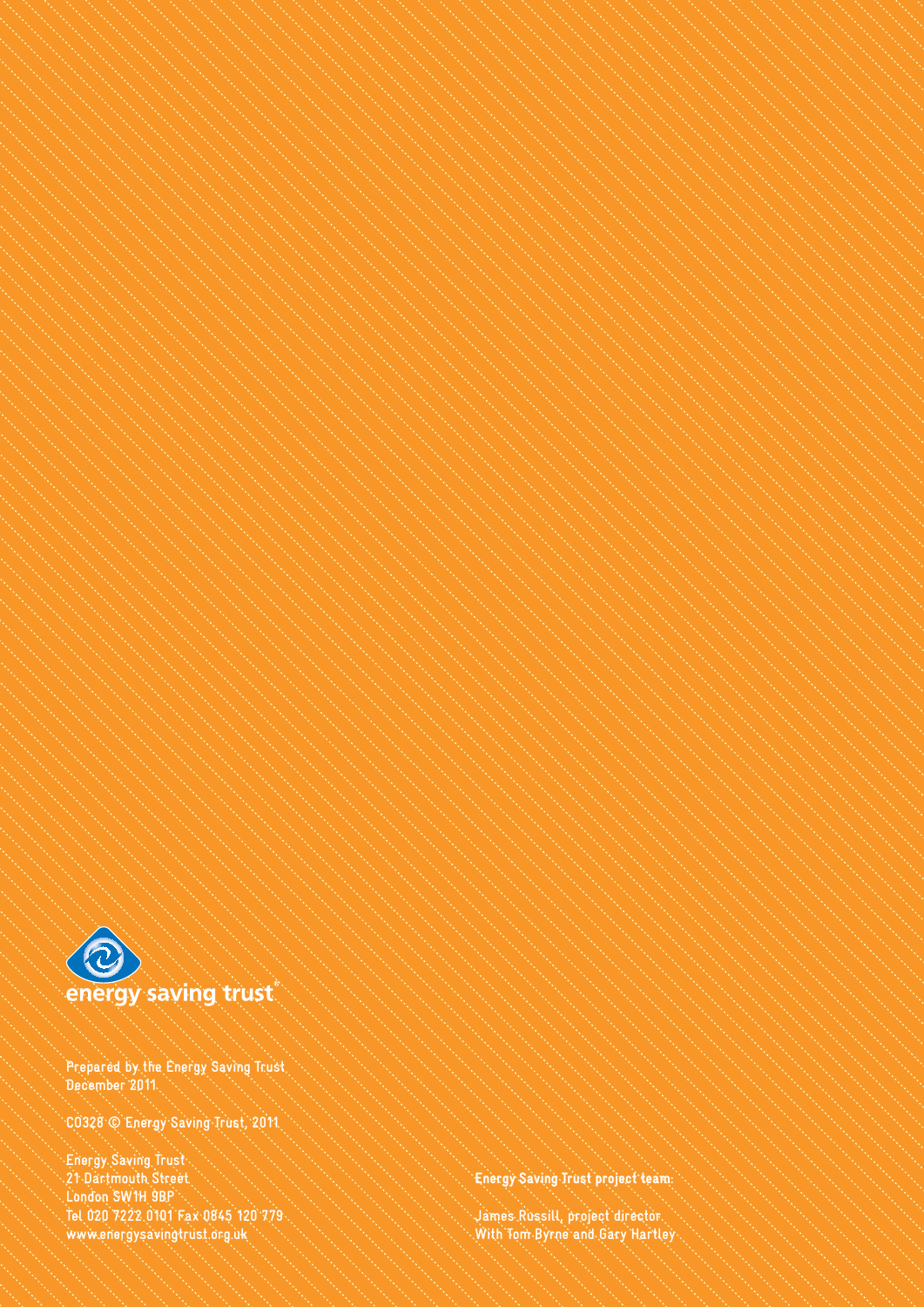energy saving trust®

Prepared by the Energy Saving Trust
December 2011

CO328 © Energy Saving Trust, 2011

Energy Saving Trust
21 Dartmouth Street
London SW1H 9BP
Tel 020 7222 0101 Fax 0845 120 779
www.energysavingtrust.org.uk

Energy Saving Trust project team:

James Russill, project director
With Tom Byrne and Gary Hartley